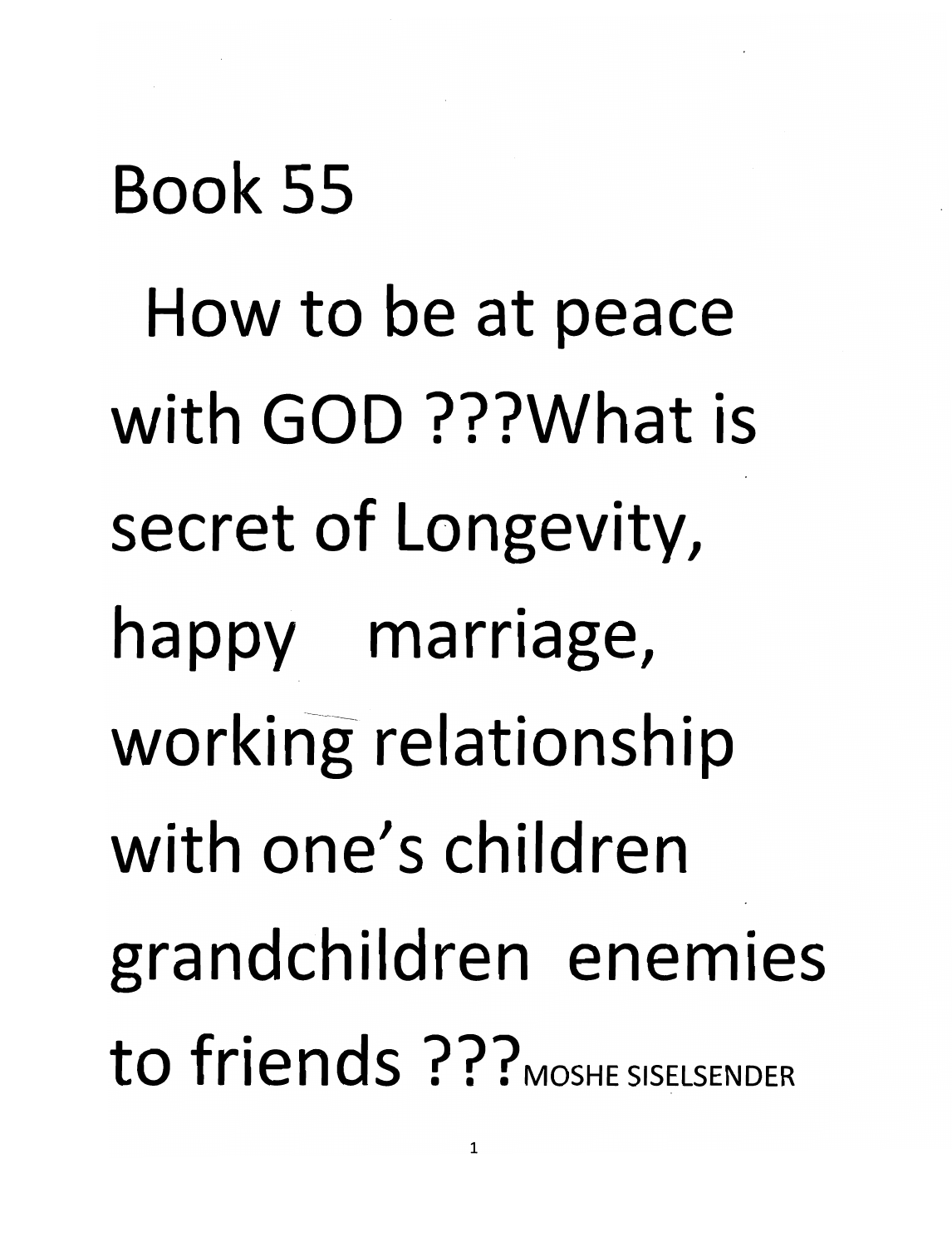# Book 55

# How to be at peace with GOD ???What is secret of Longevity, happy marriage, working relationship with one's children grandchildren enemies to friends ???

MOSHE SISELSENDER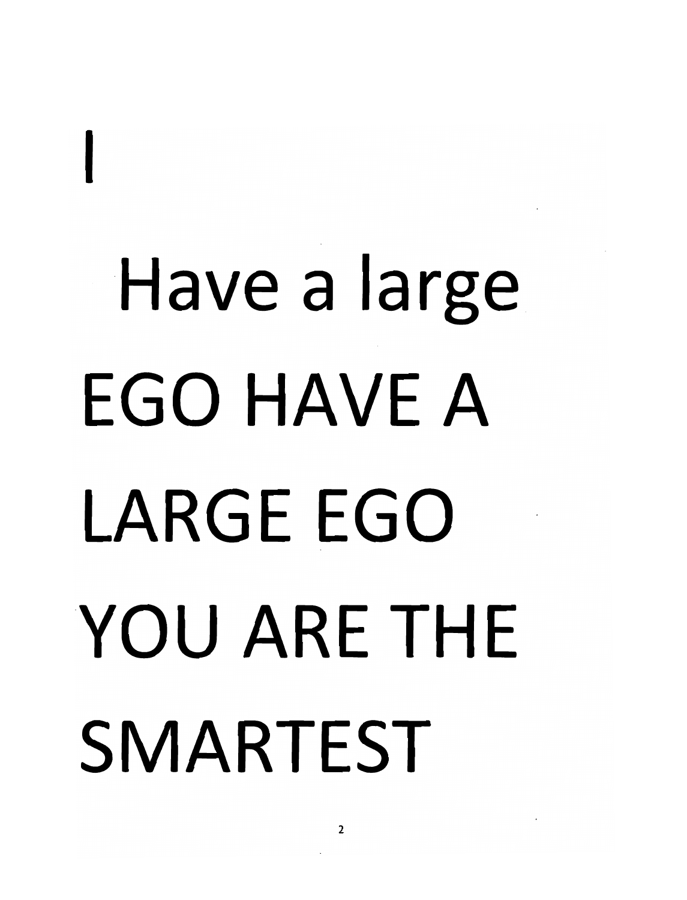I

Have a large EGO HAVE A LARGE EGO YOU ARE THE SMARTEST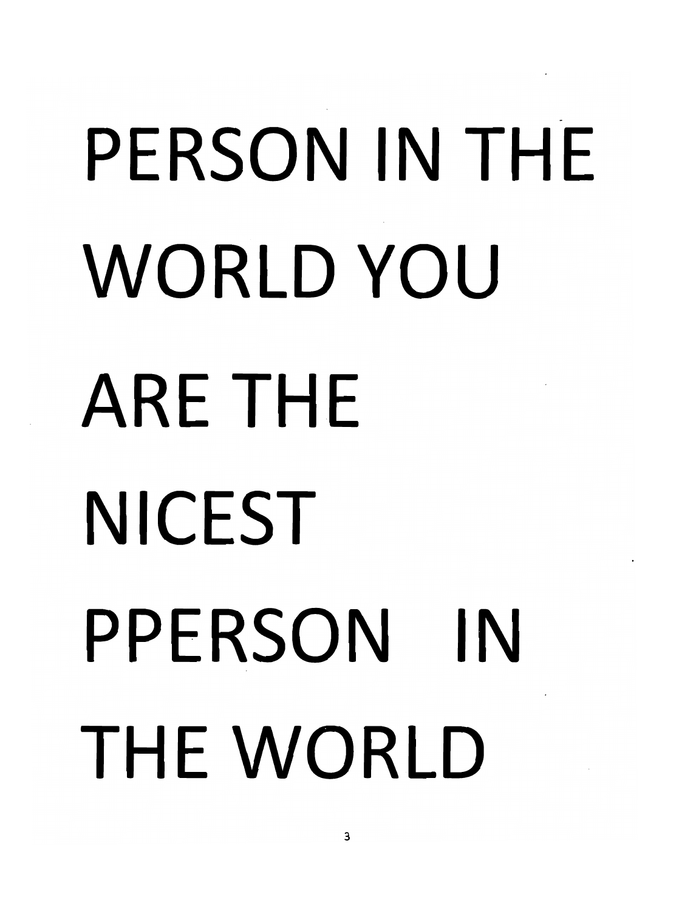PERSON IN THE WORLD YOU ARE THE NICEST PPERSON IN THE WORLD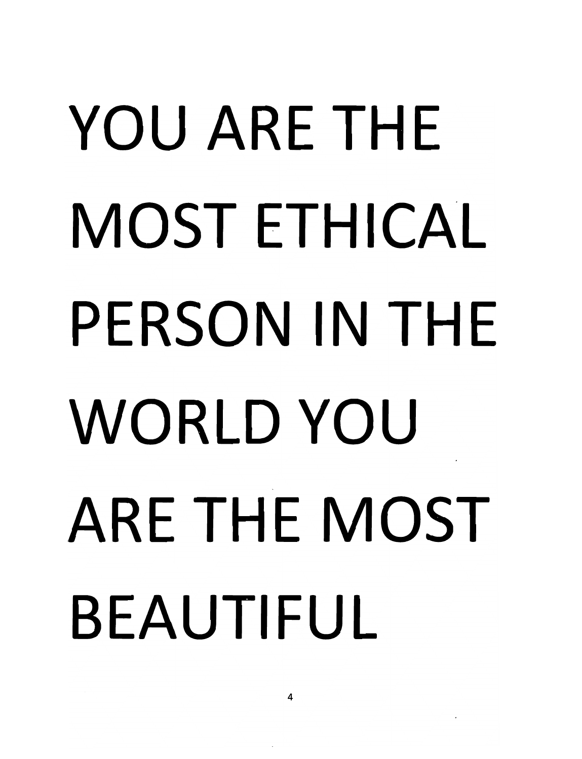YOU ARE THE MOST ETHICAL PERSON IN THE WORLD YOU ARE THE MOST BEAUTIFUL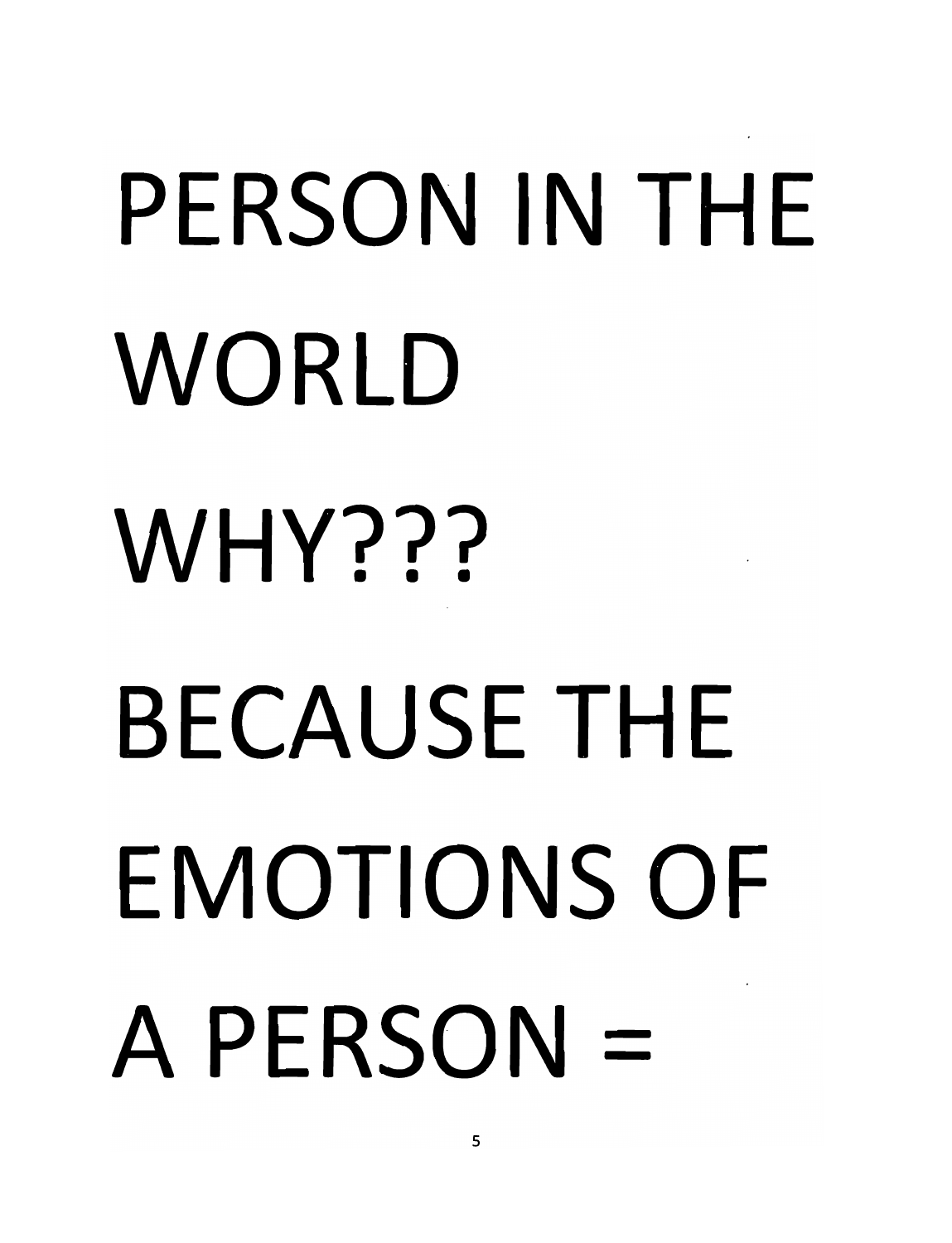PERSON IN THE

WORLD

WHY???

BECAUSE THE

EMOTIONS OF

A PERSON =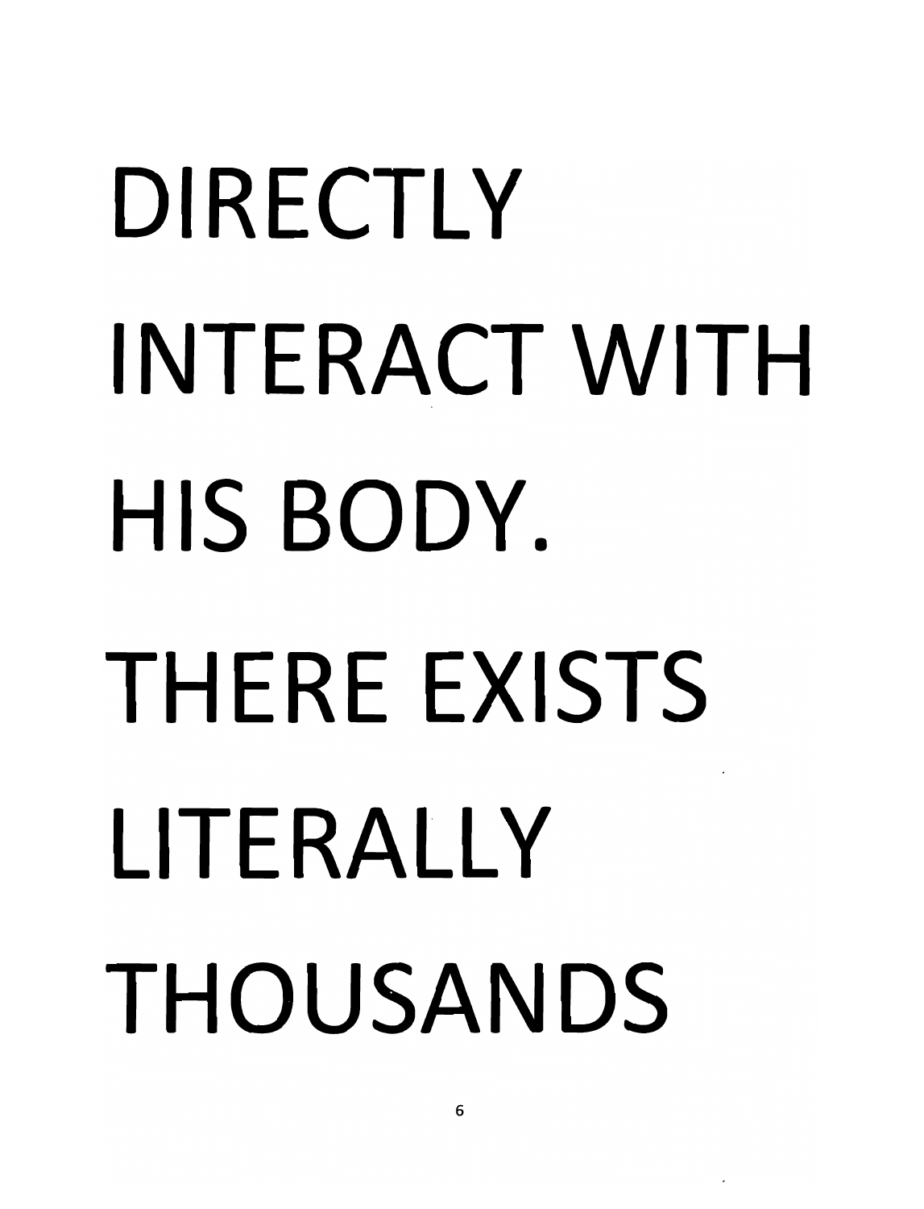DIRECTLY INTERACT WITH HIS BODY. THERE EXISTS LITERALLY THOUSANDS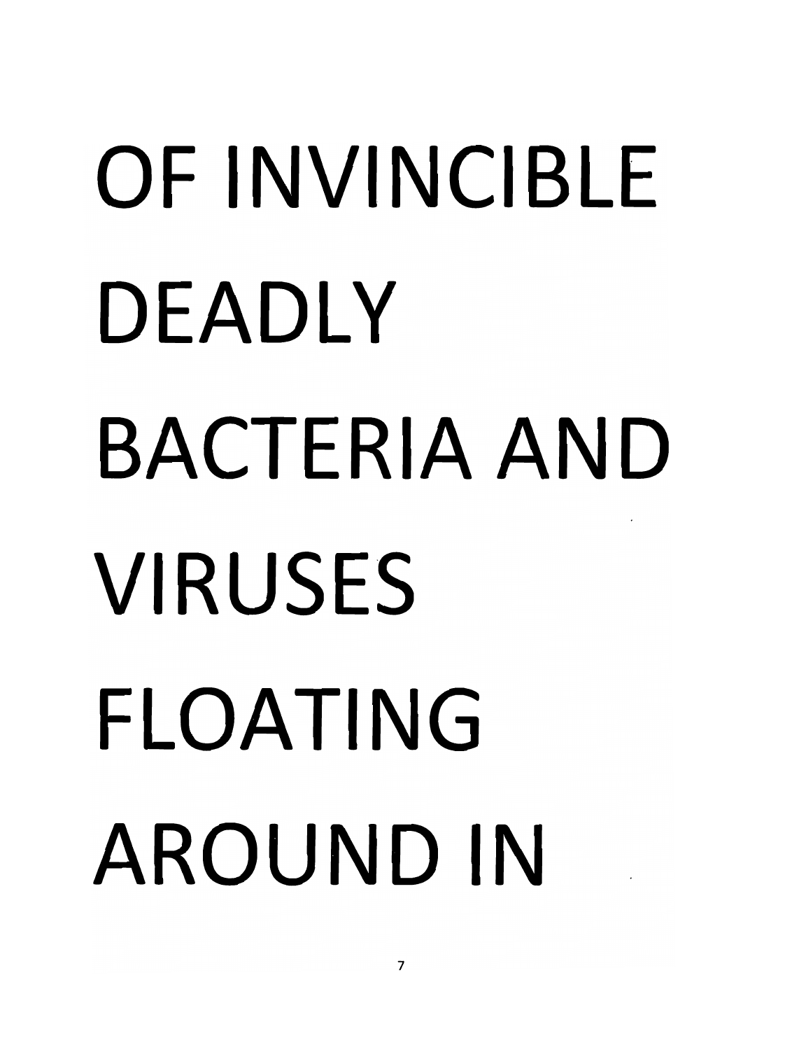OF INVINCIBLE DEADLY BACTERIA AND VIRUSES FLOATING AROUND IN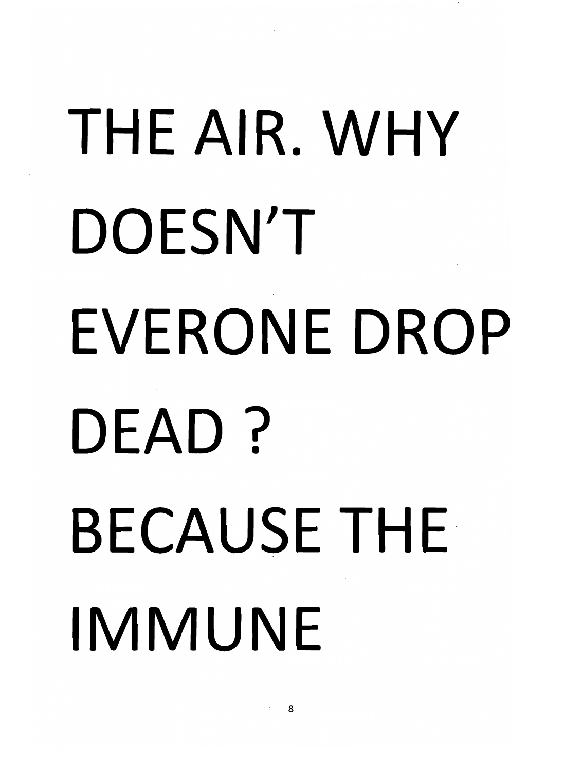THE AIR. WHY DOESN'T EVERONE DROP DEAD ? BECAUSE THE IMMUNE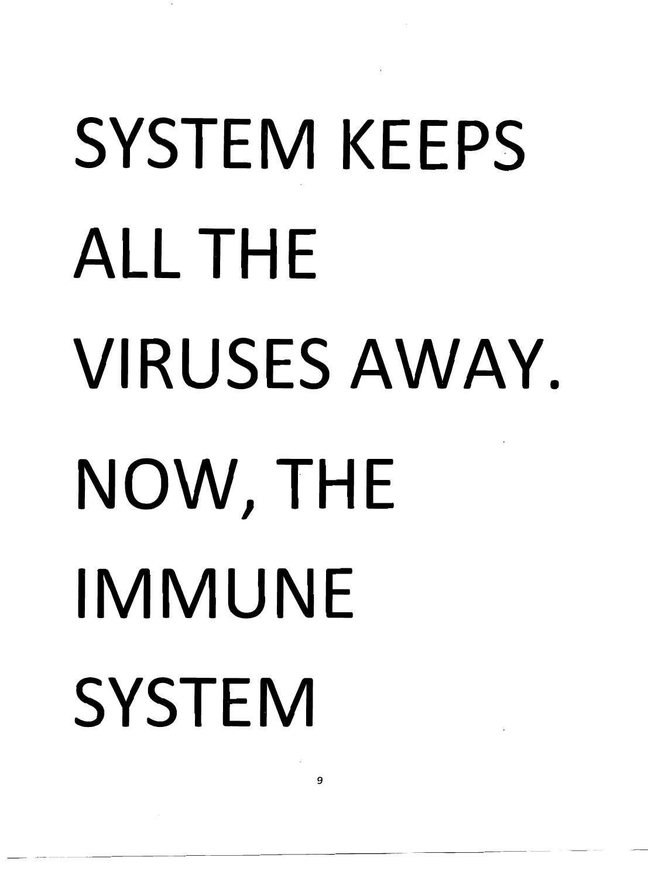SYSTEM KEEPS ALL THE VIRUSES AWAY. NOW, THE IMMUNE SYSTEM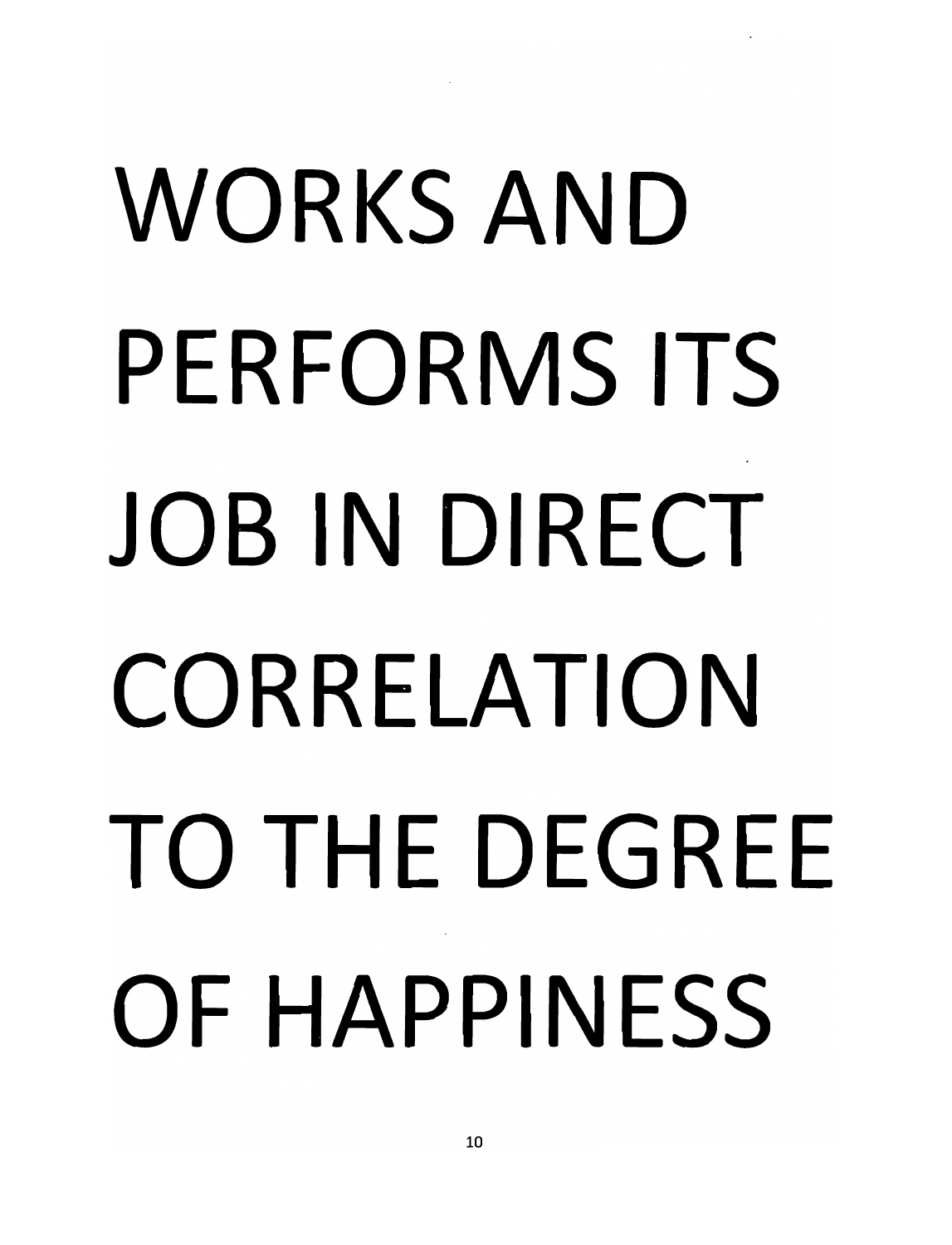WORKS AND PERFORMS ITS JOB IN DIRECT CORRELATION TO THE DEGREE OF HAPPINESS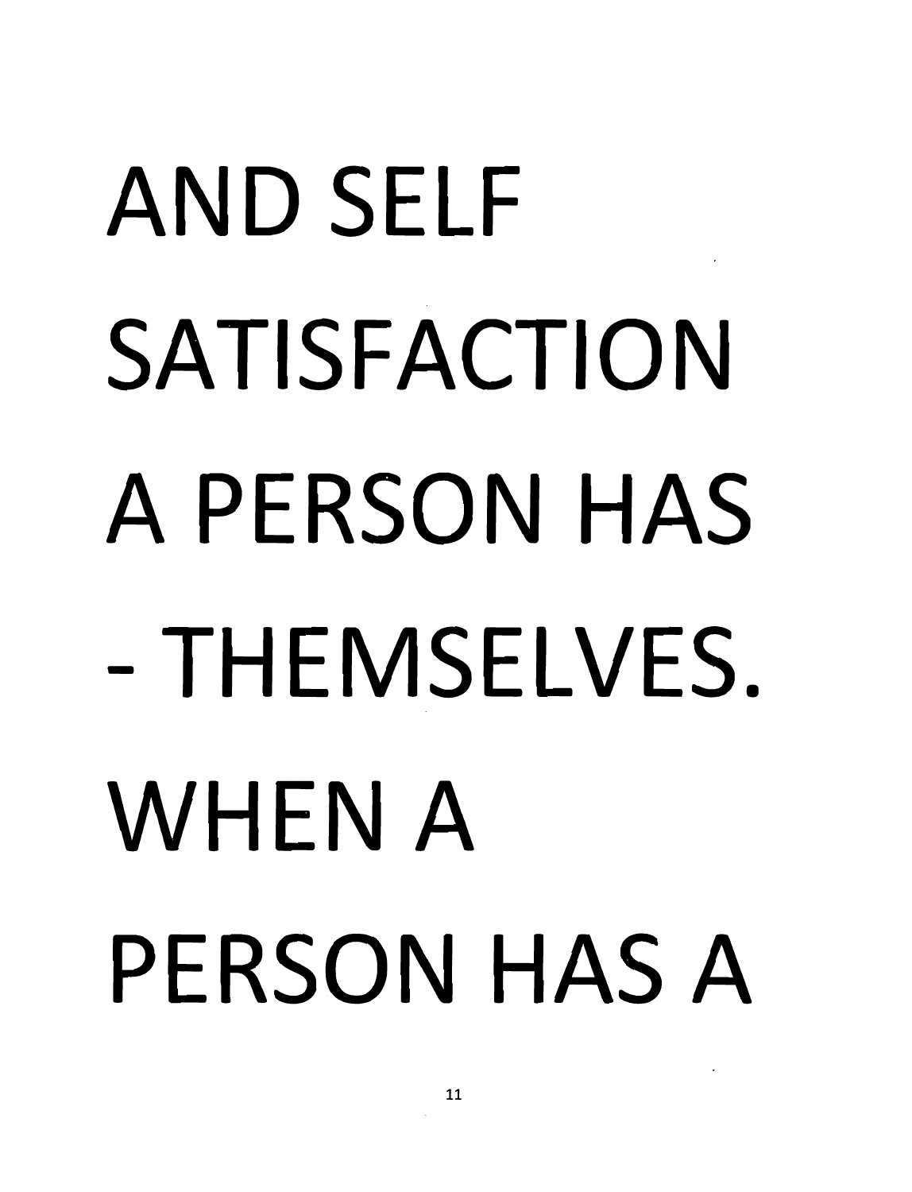AND SELF SATISFACTION A PERSON HAS - THEMSELVES. WHEN A PERSON HAS A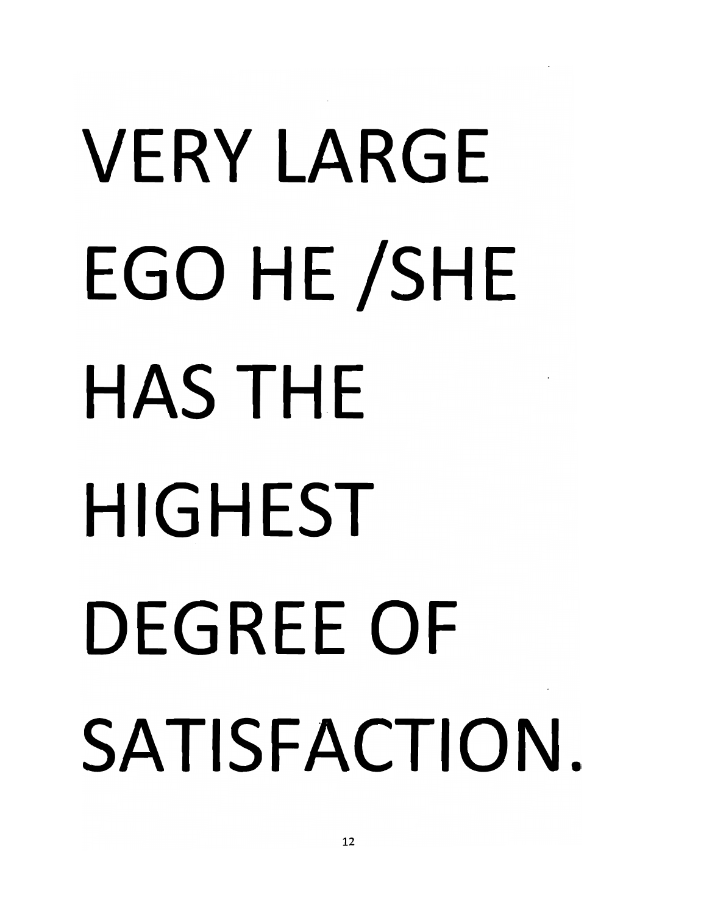VERY LARGE EGO HE /SHE HAS THE HIGHEST DEGREE OF SATISFACTION.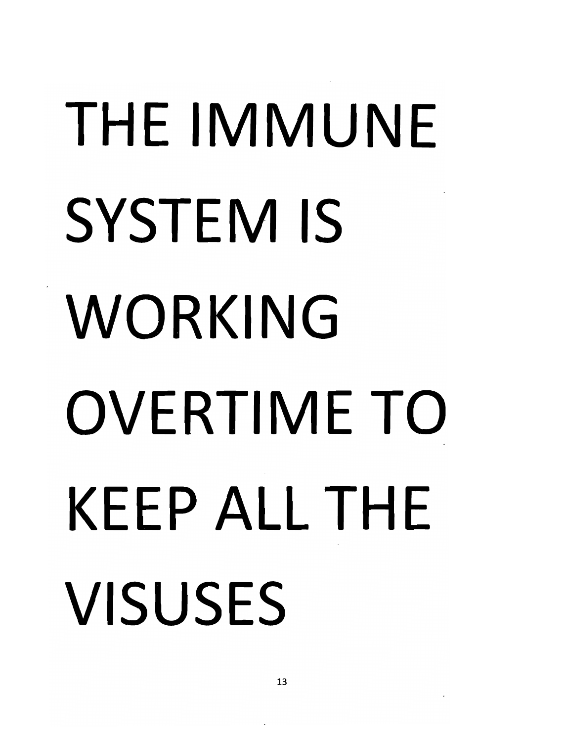THE IMMUNE SYSTEM IS WORKING OVERTIME TO KEEP ALL THE VISUSES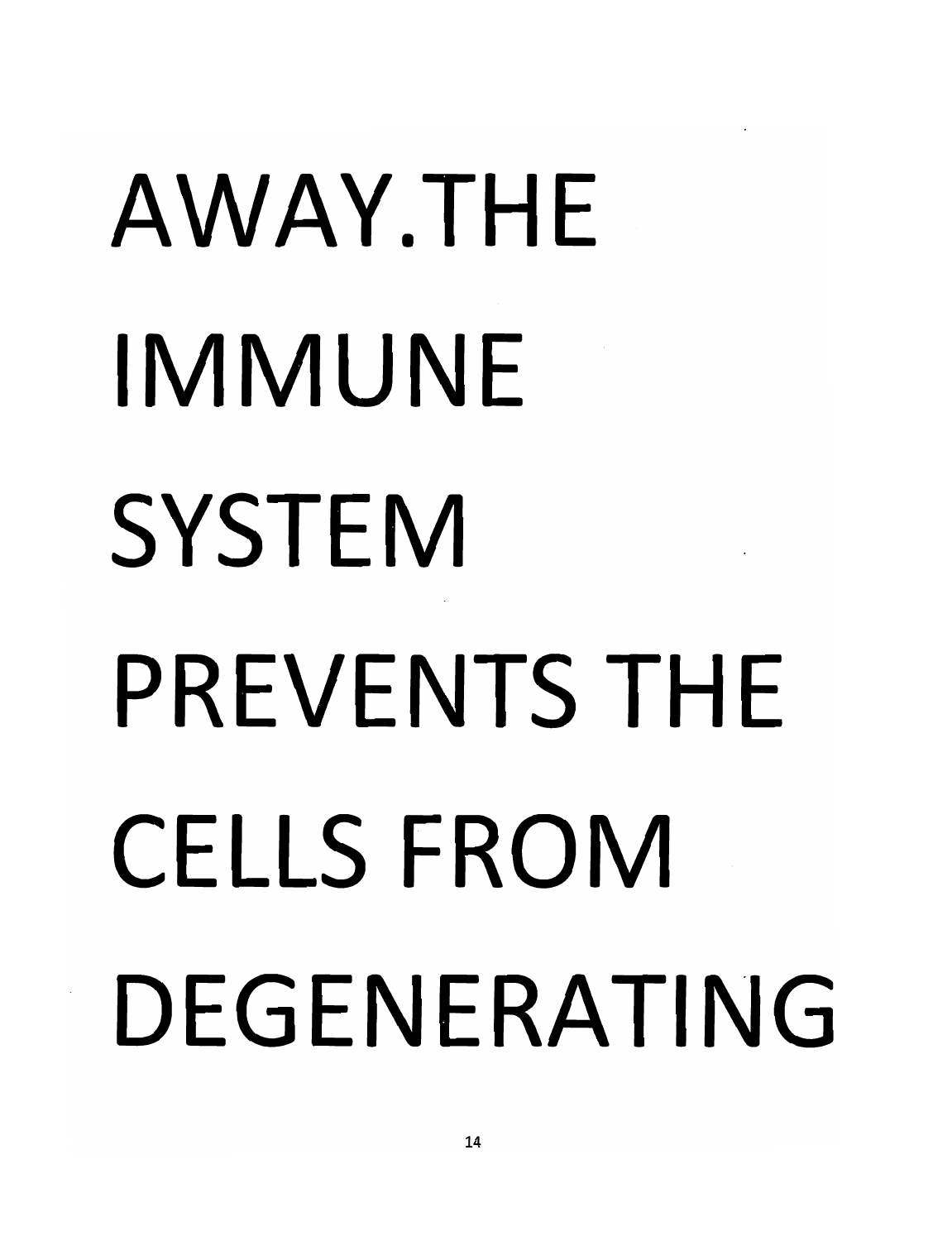AWAY.THE
IMMUNE
SYSTEM
PREVENTS THE
CELLS FROM
DEGENERATING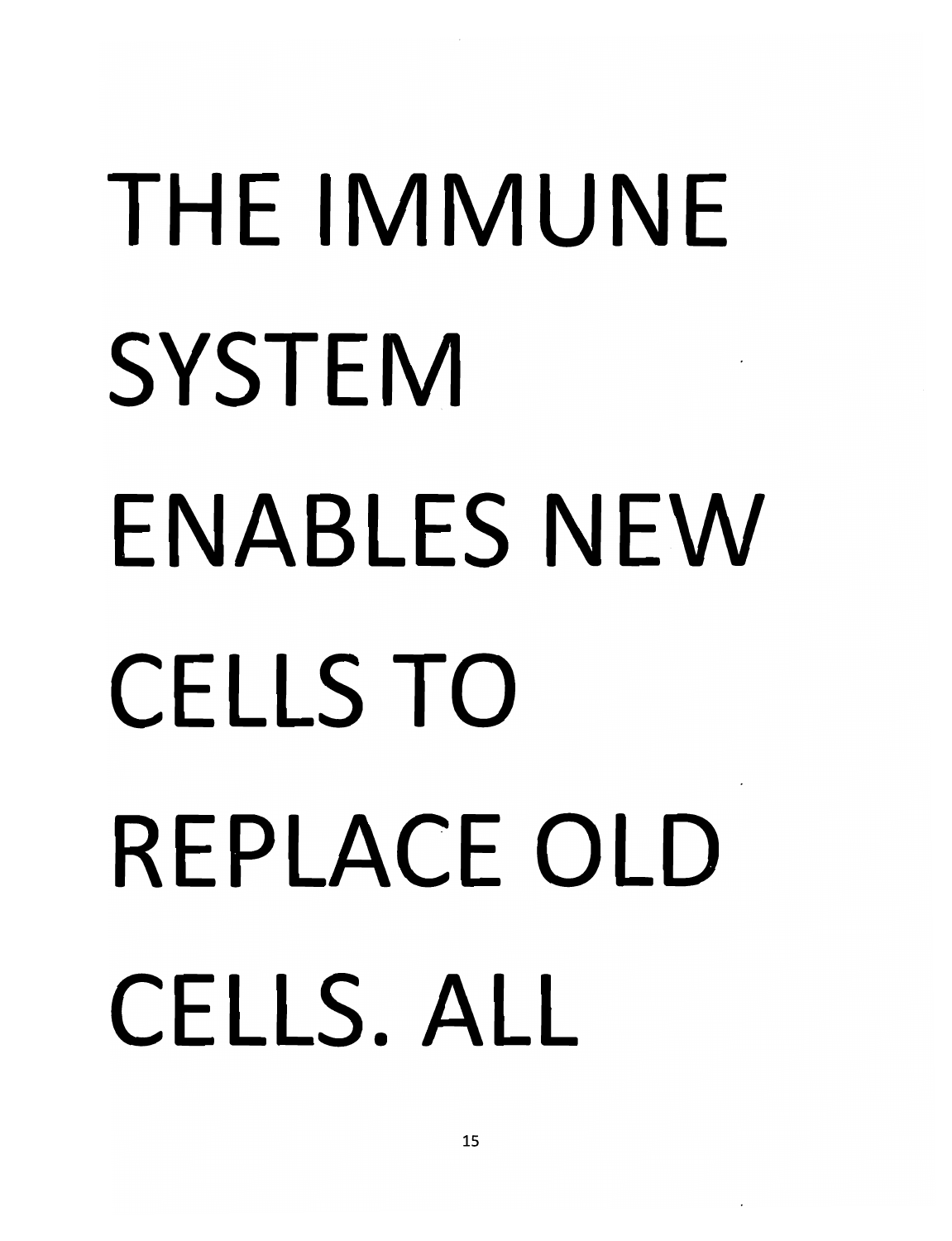THE IMMUNE SYSTEM ENABLES NEW CELLS TO REPLACE OLD CELLS. ALL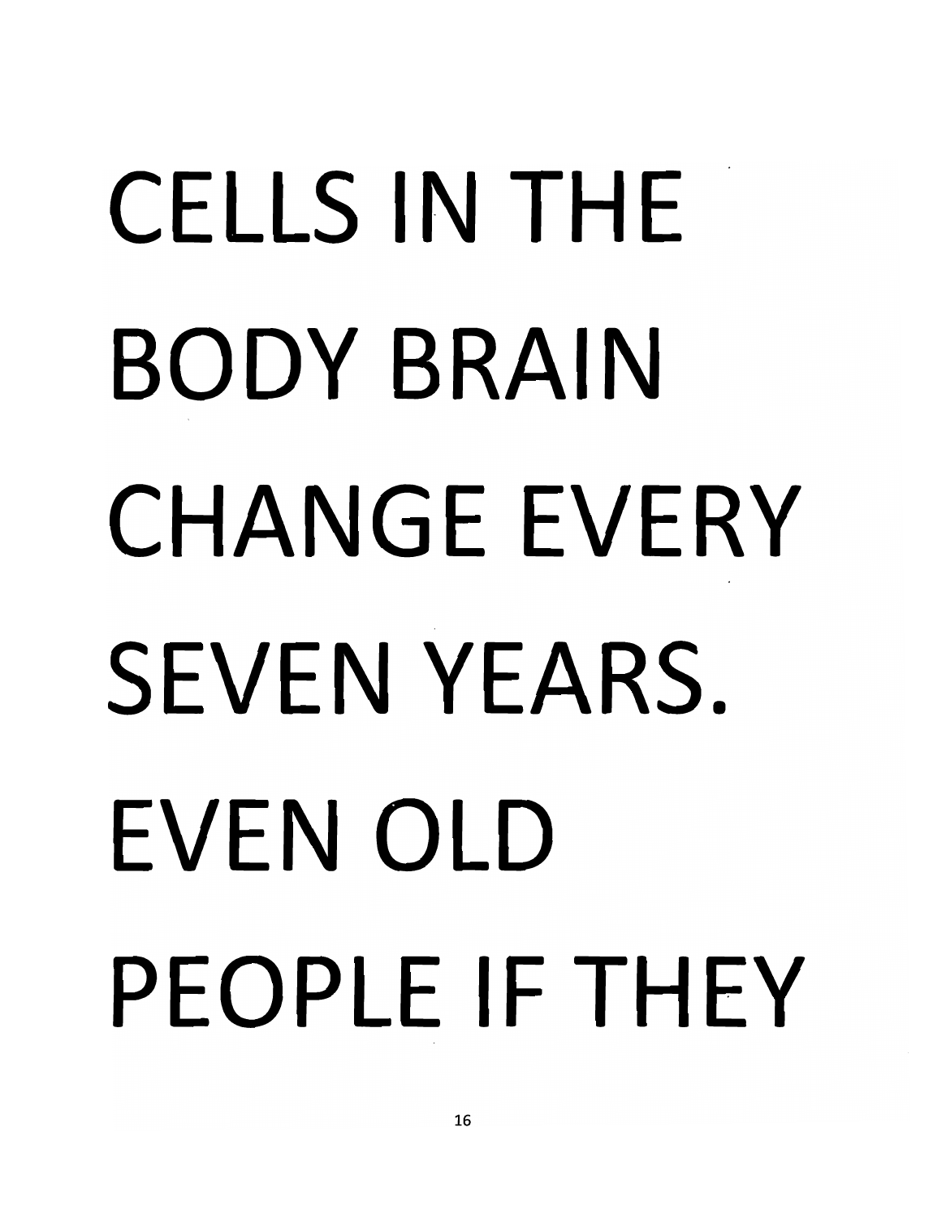CELLS IN THE BODY BRAIN CHANGE EVERY SEVEN YEARS. EVEN OLD PEOPLE IF THEY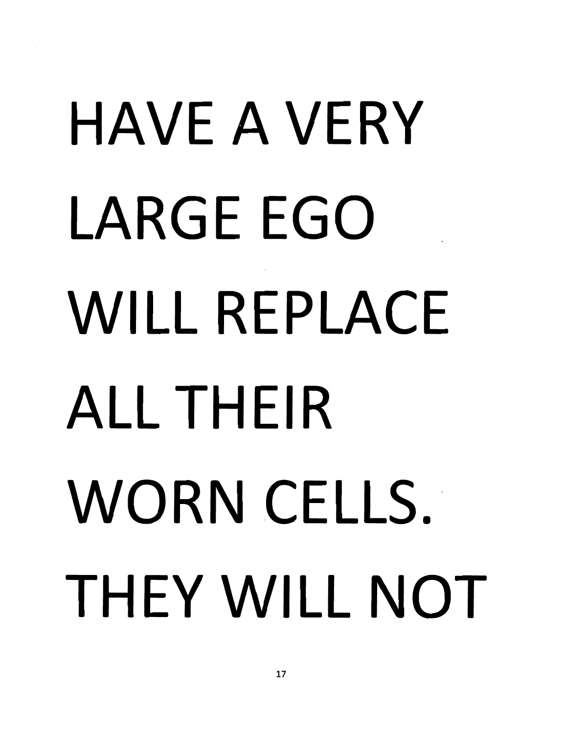HAVE A VERY LARGE EGO WILL REPLACE ALL THEIR WORN CELLS. THEY WILL NOT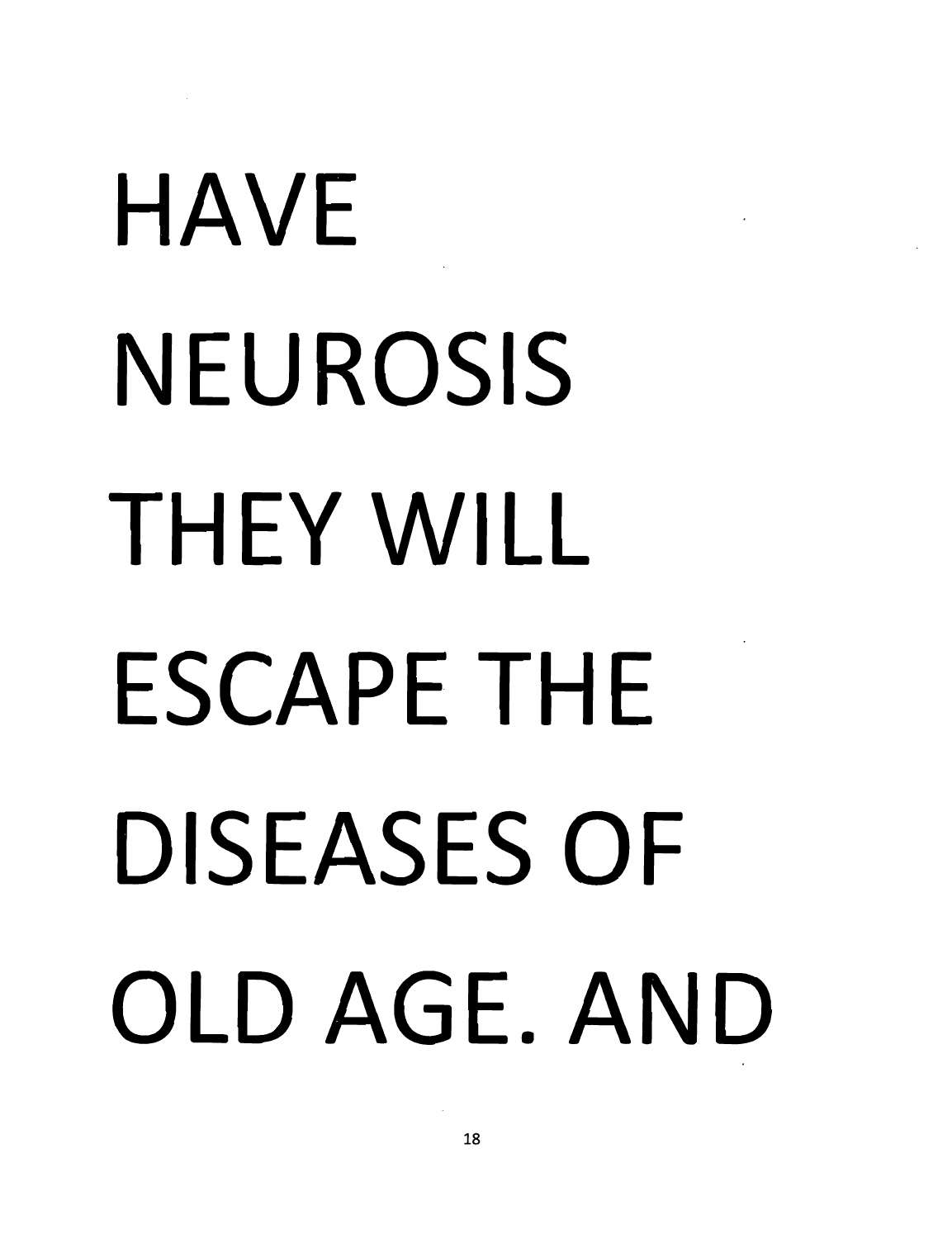HAVE
NEUROSIS
THEY WILL
ESCAPE THE
DISEASES OF
OLD AGE. AND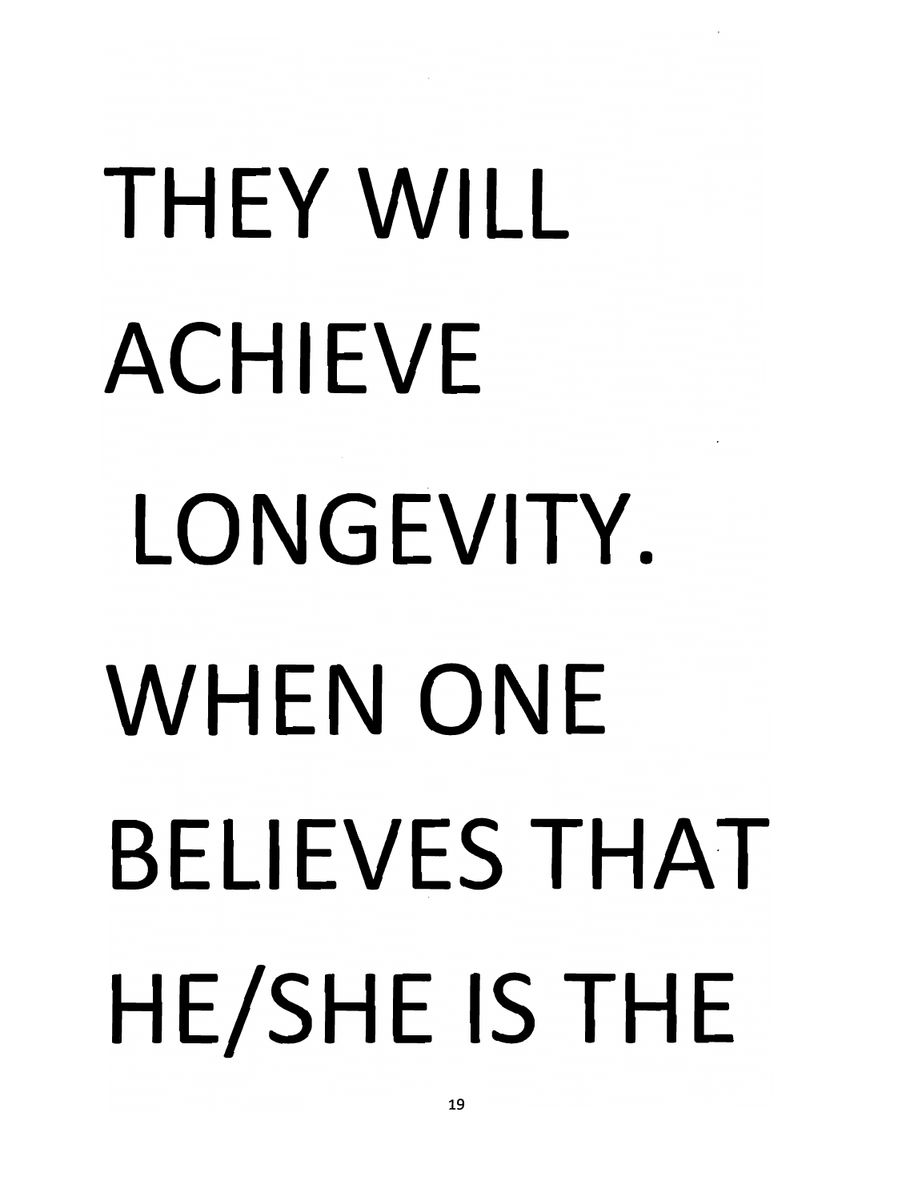THEY WILL ACHIEVE LONGEVITY. WHEN ONE BELIEVES THAT HE/SHE IS THE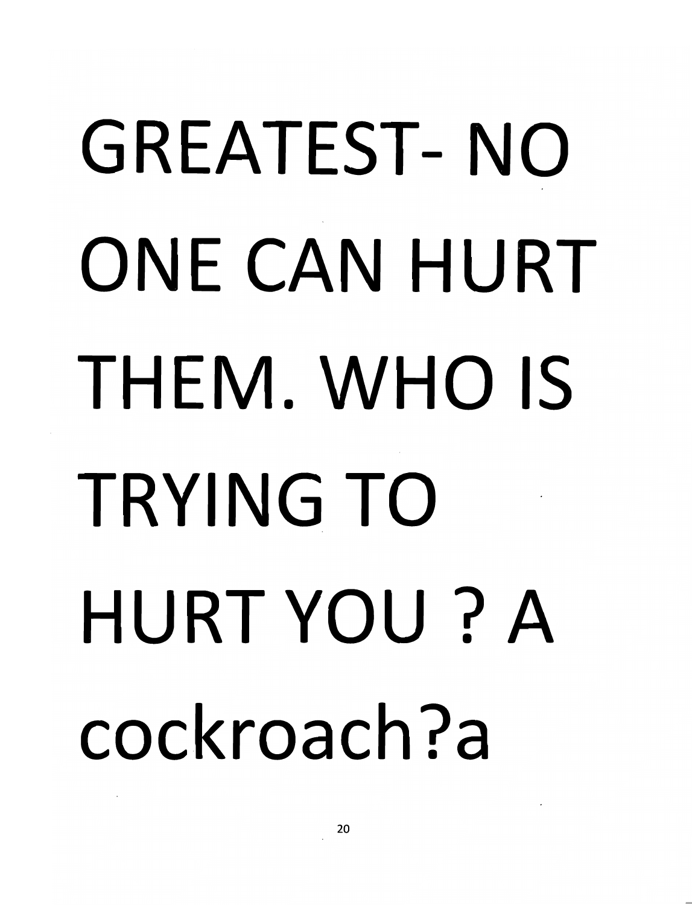GREATEST- NO ONE CAN HURT THEM. WHO IS TRYING TO HURT YOU ? A cockroach?a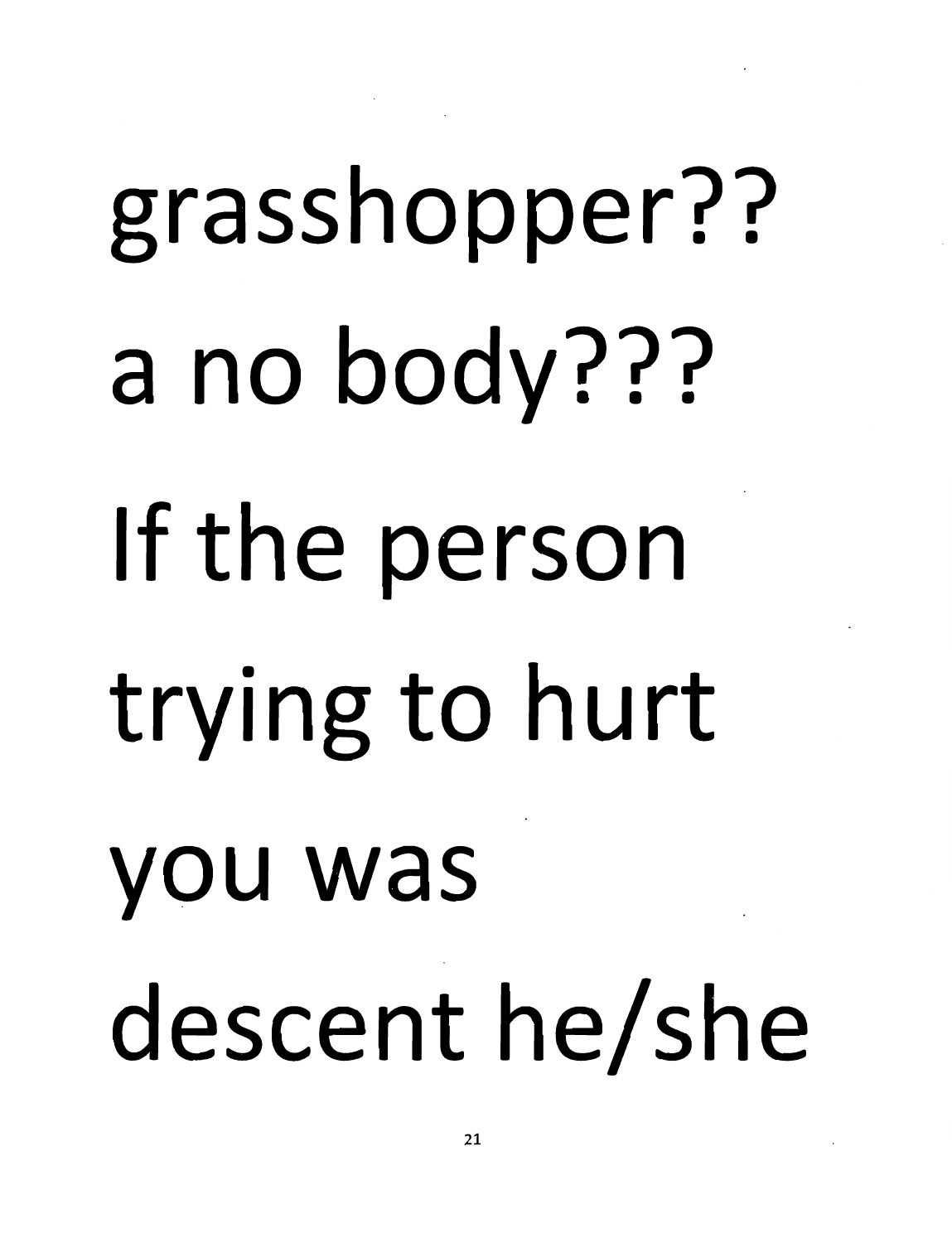grasshopper??

a no body???

If the person

trying to hurt

you was

descent he/she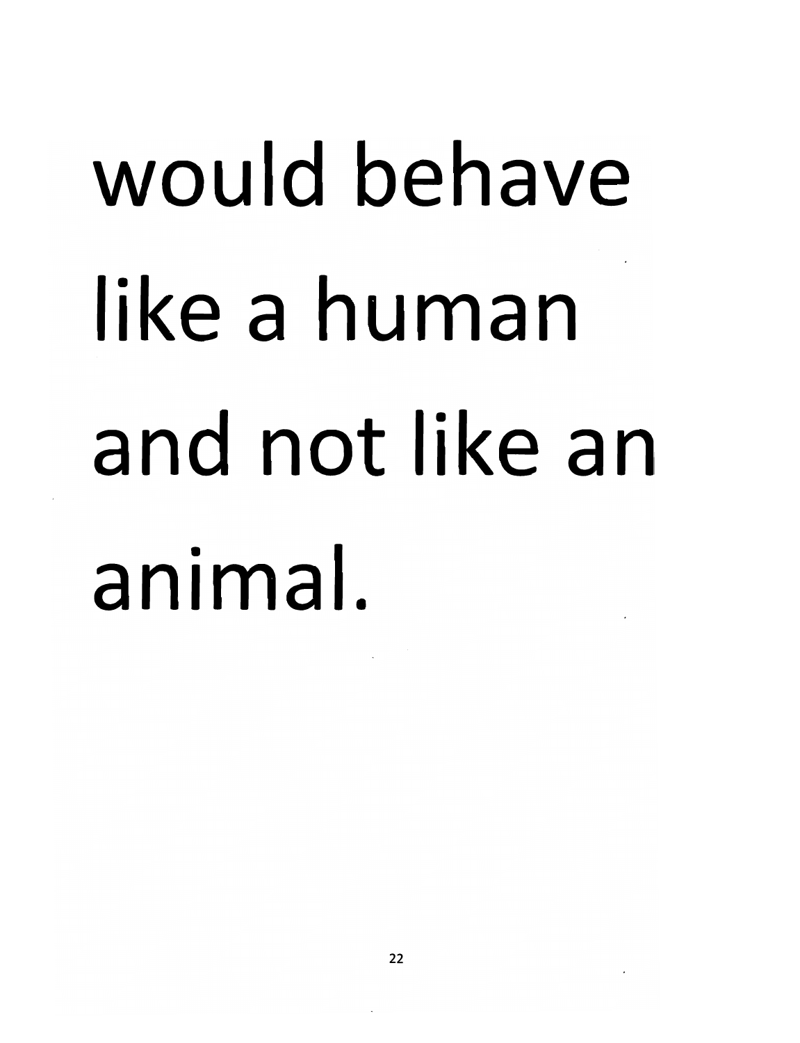would behave like a human and not like an animal.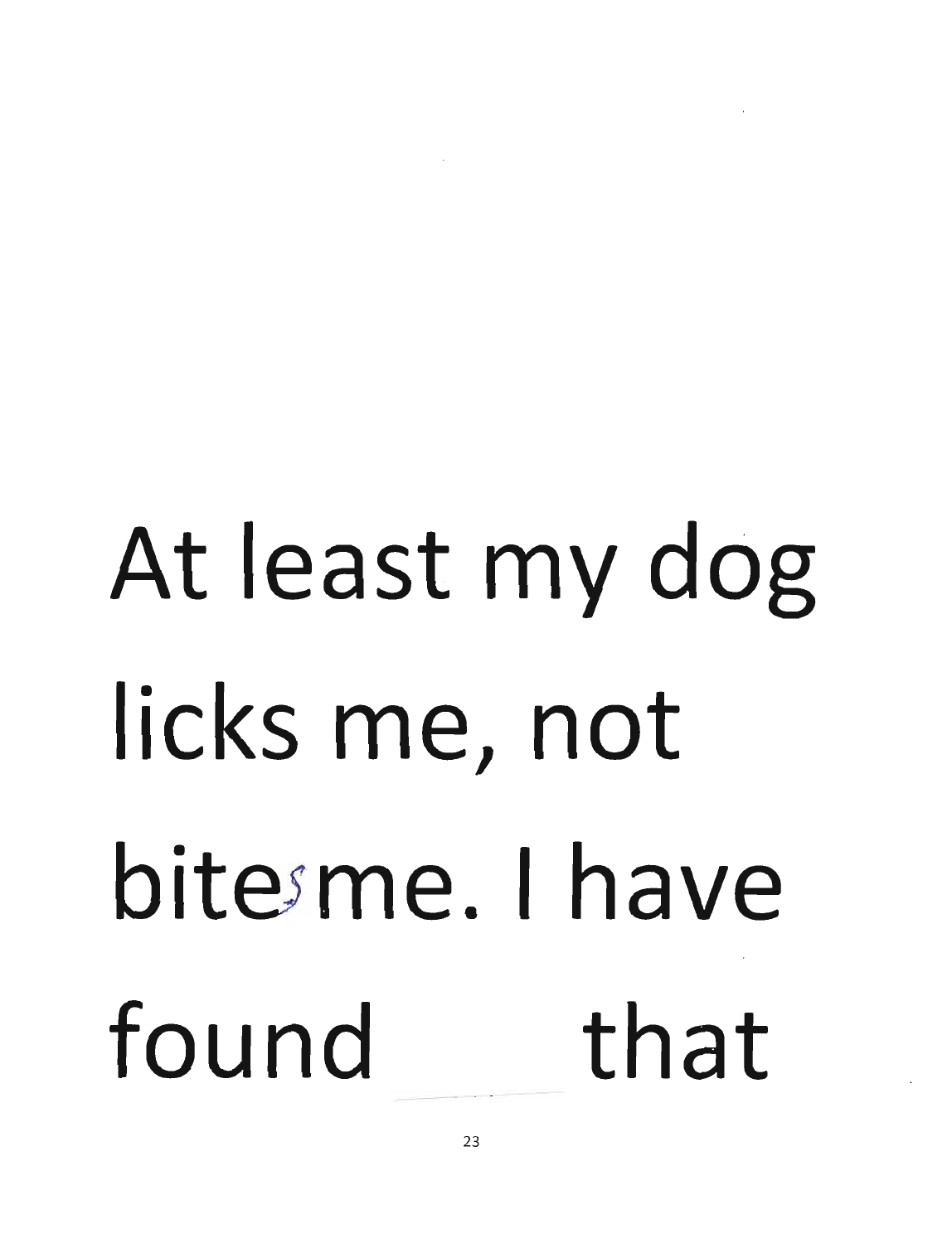At least my dog licks me, not bites me. I have found ______ that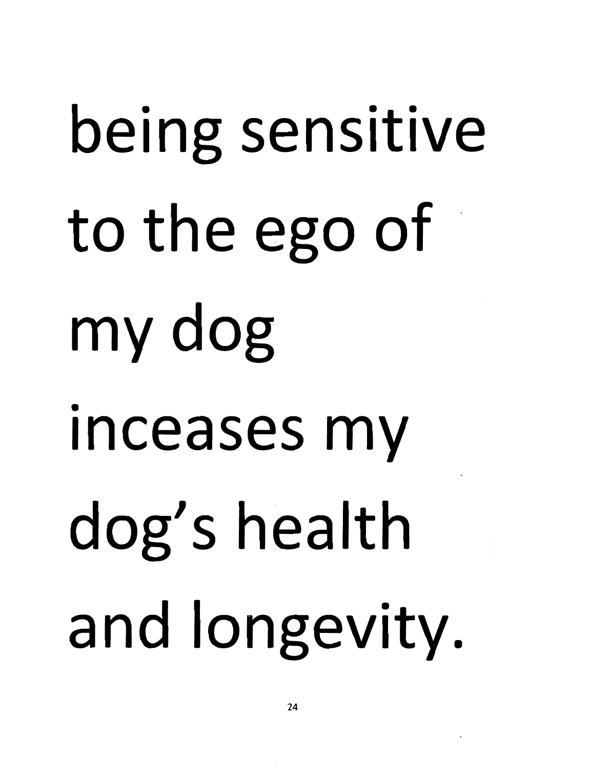being sensitive to the ego of my dog inceases my dog's health and longevity.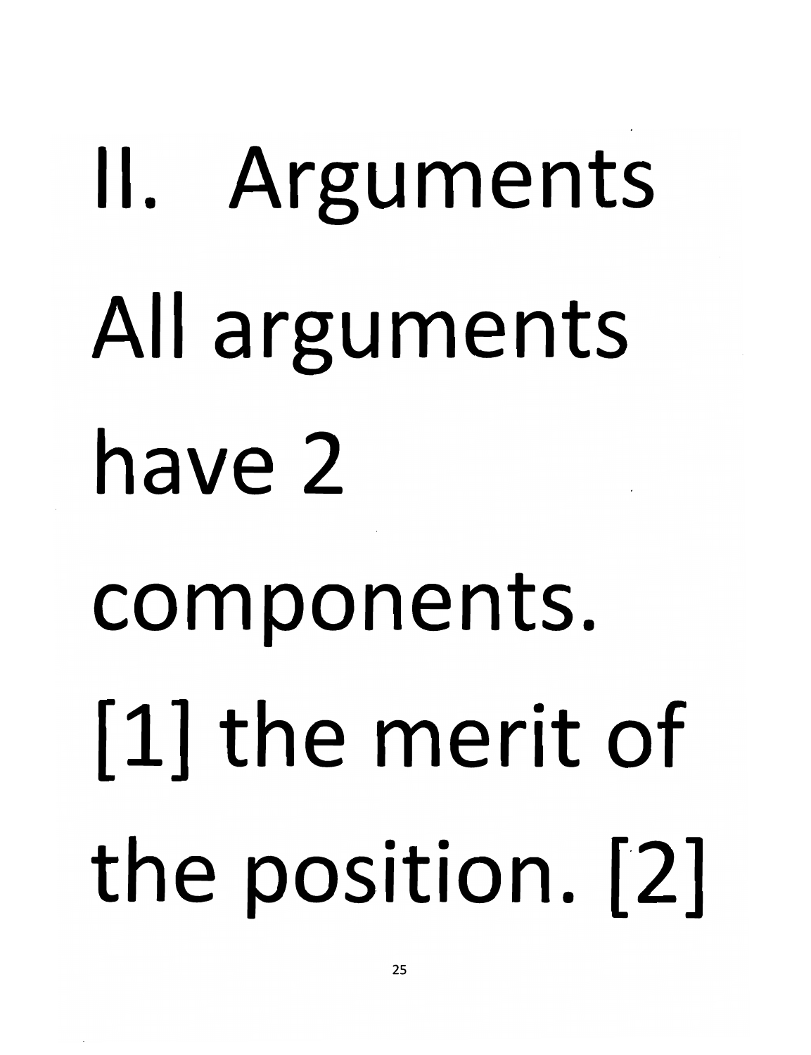# II. Arguments

All arguments have 2 components. [1] the merit of the position. [2]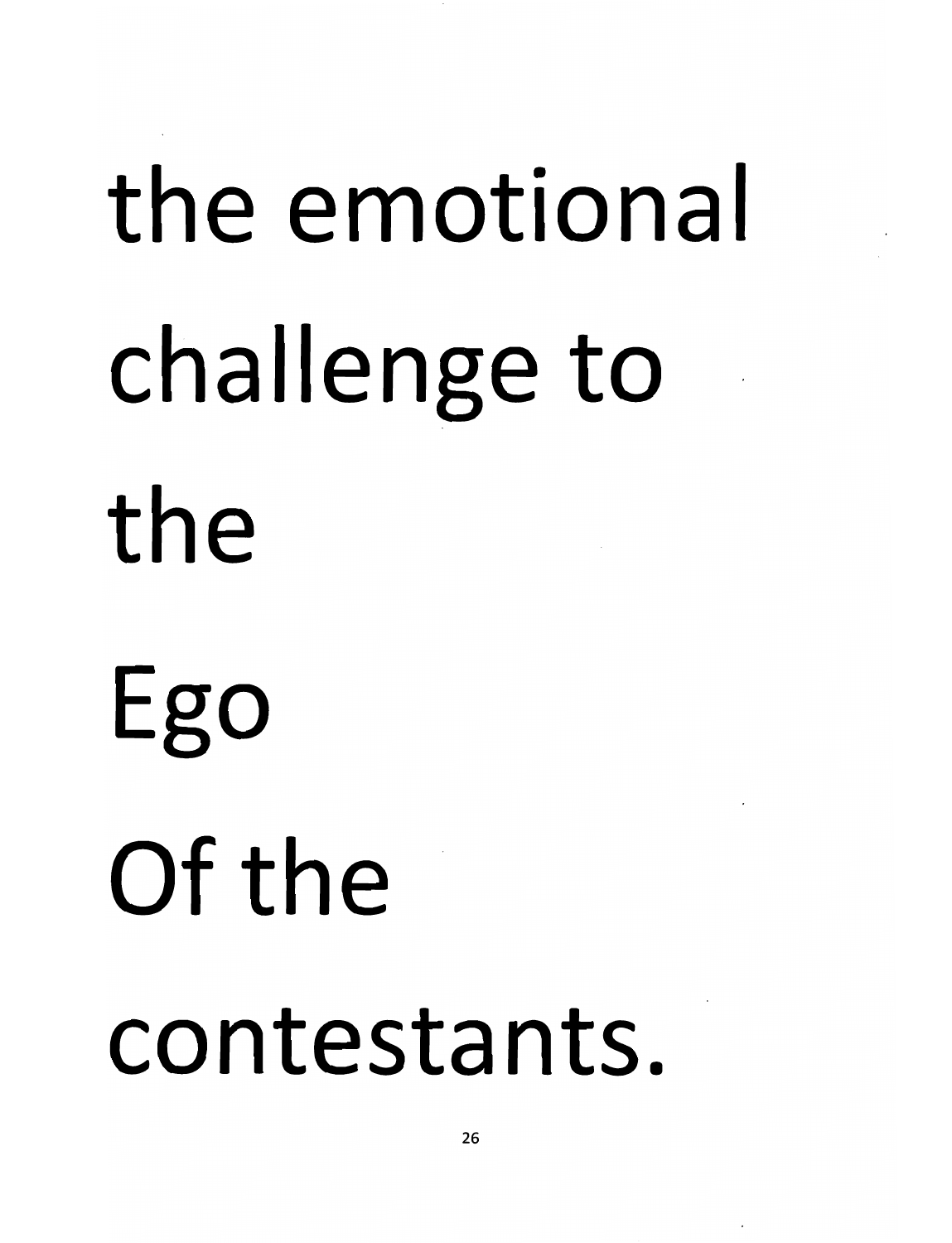the emotional

challenge to

the

Ego

Of the

contestants.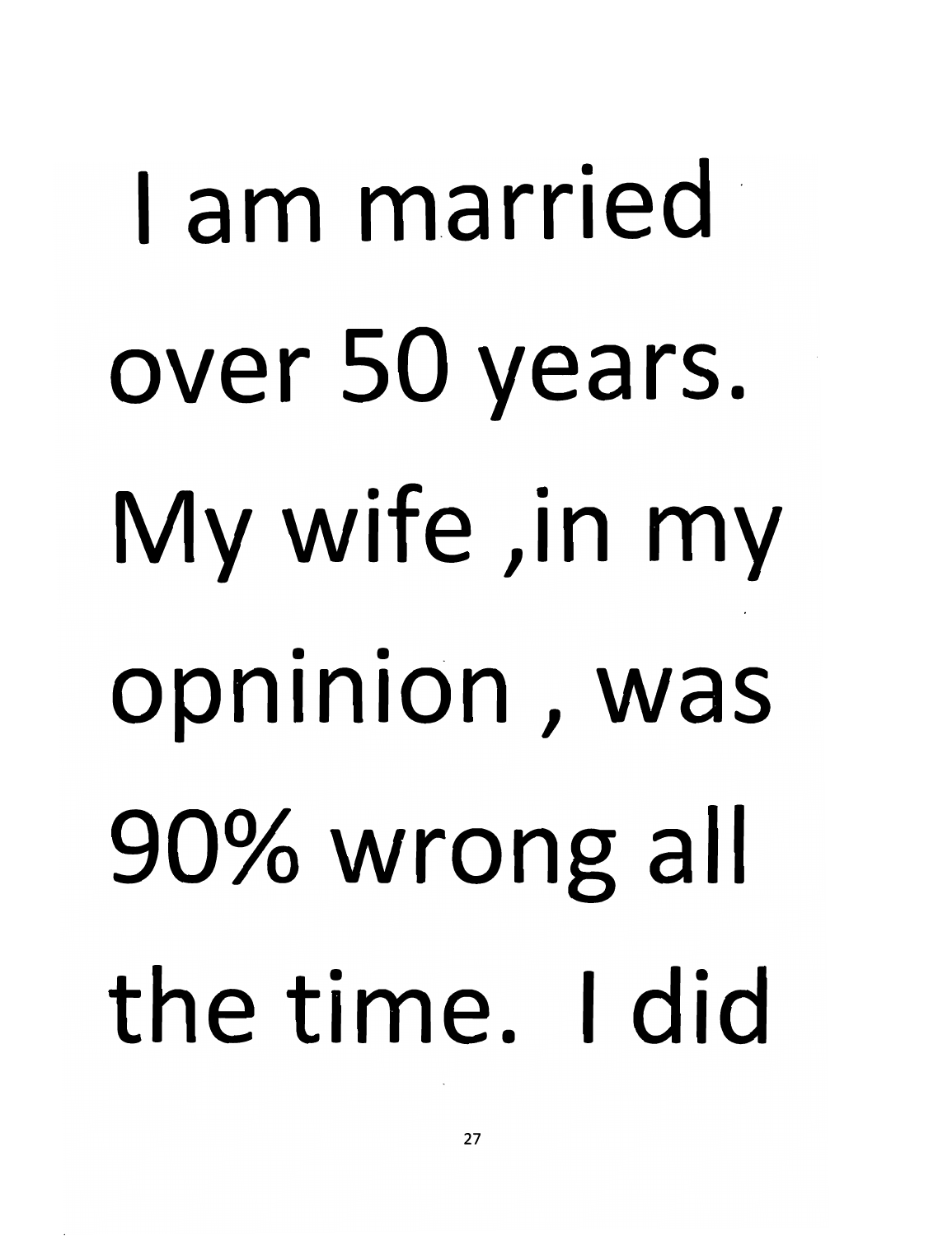I am married over 50 years. My wife ,in my opninion , was 90% wrong all the time. I did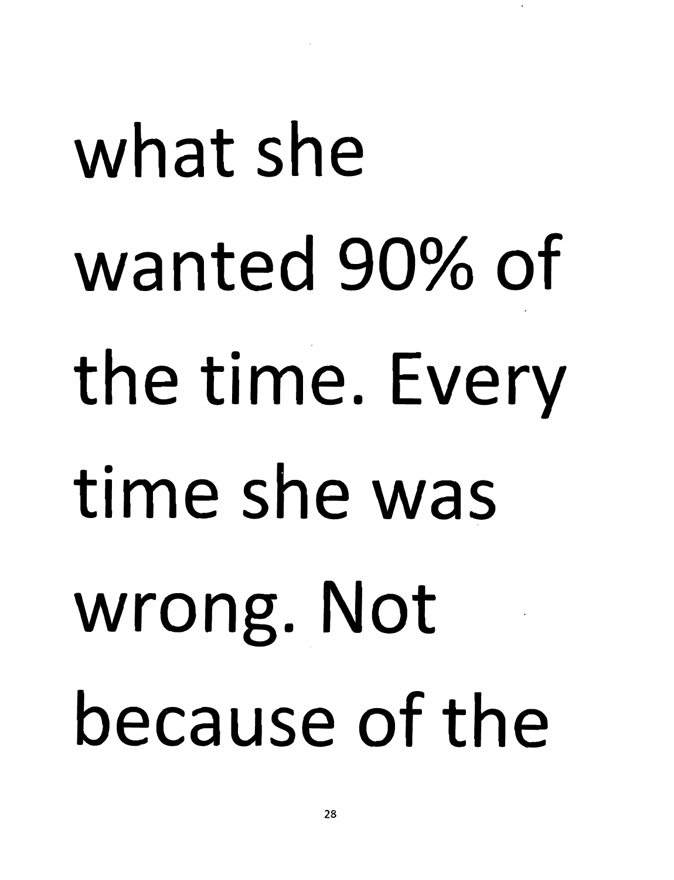what she wanted 90% of the time. Every time she was wrong. Not because of the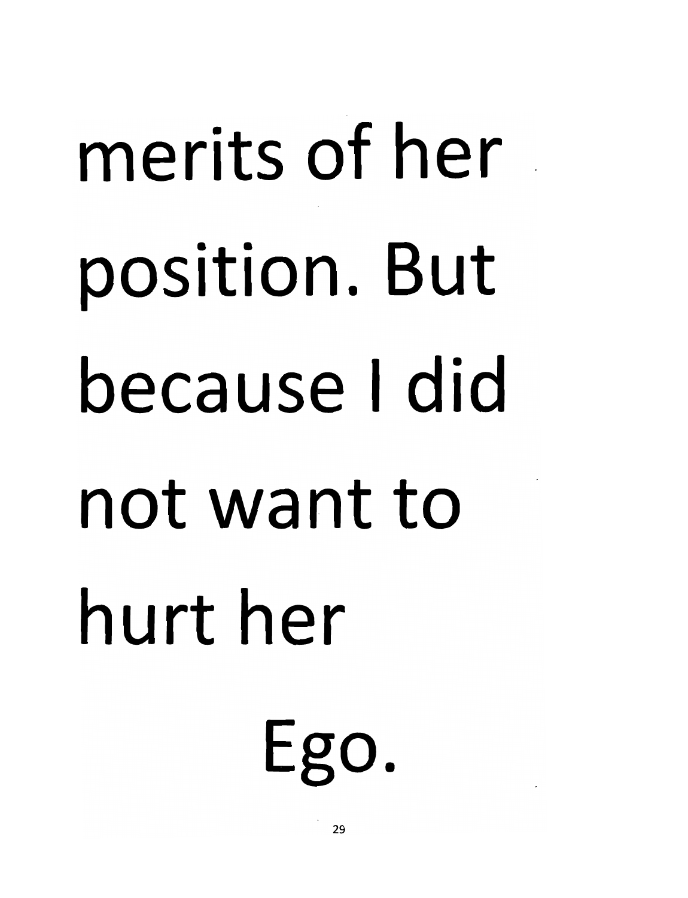merits of her position. But because I did not want to hurt her Ego.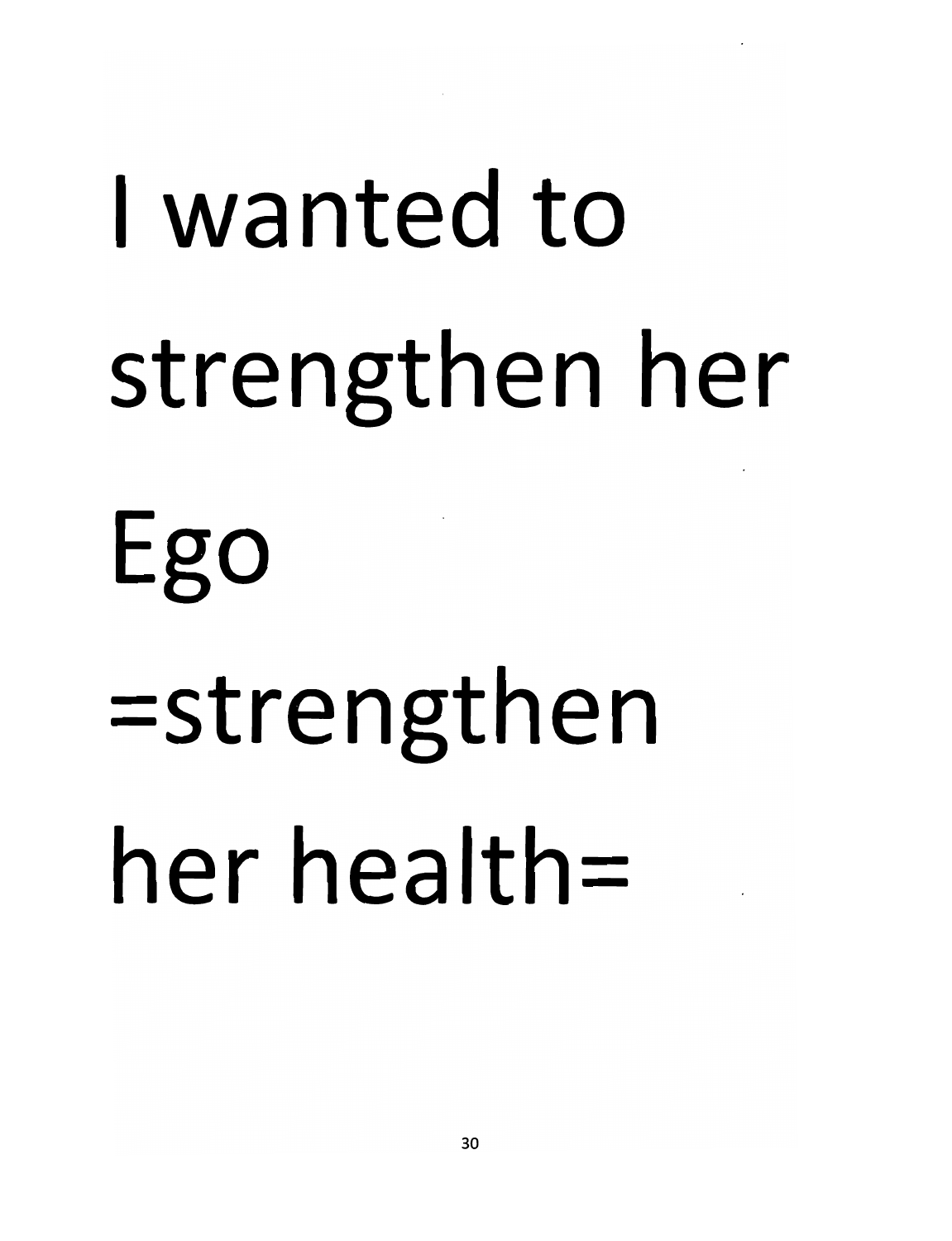I wanted to strengthen her Ego =strengthen her health=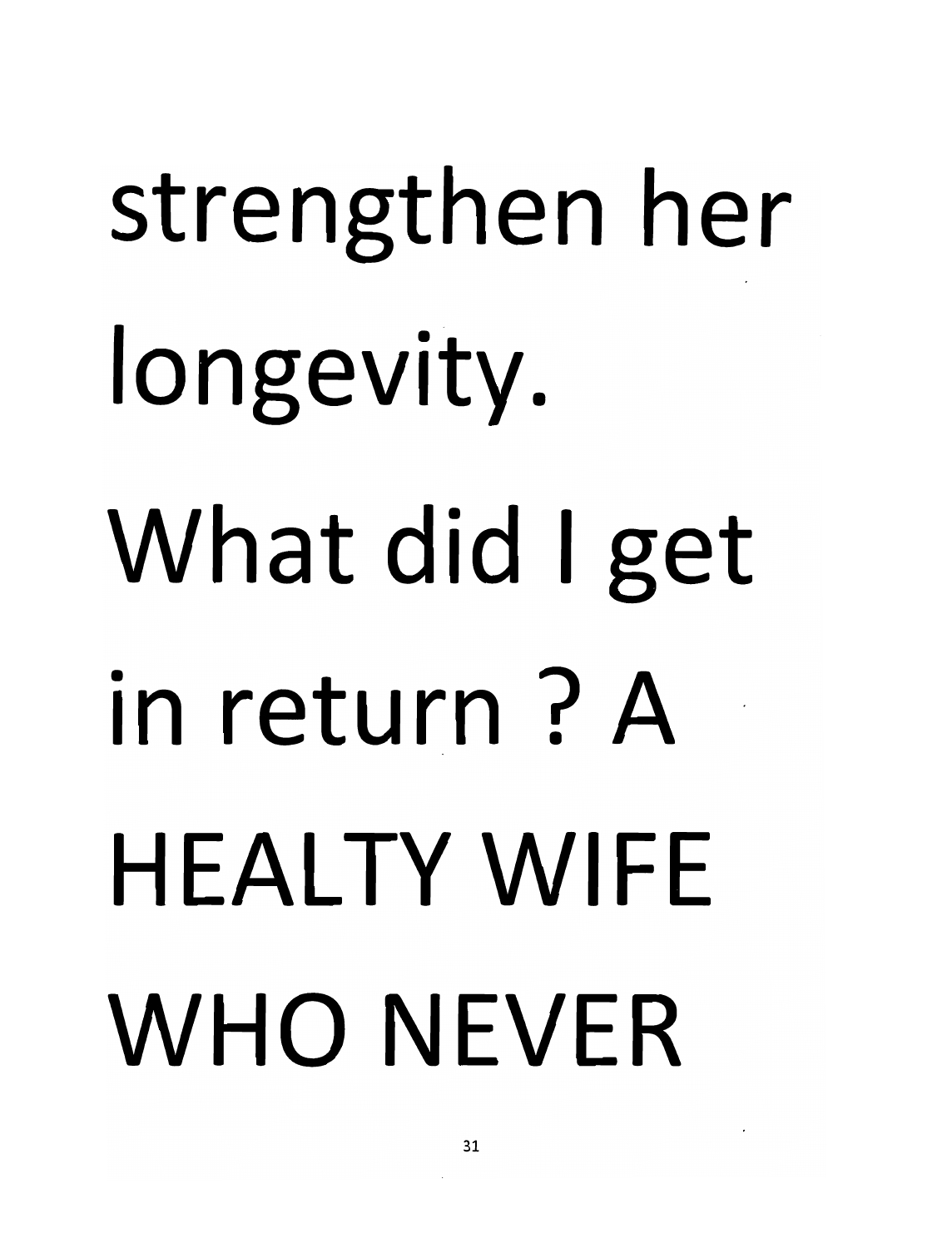strengthen her longevity. What did I get in return ? A HEALTY WIFE WHO NEVER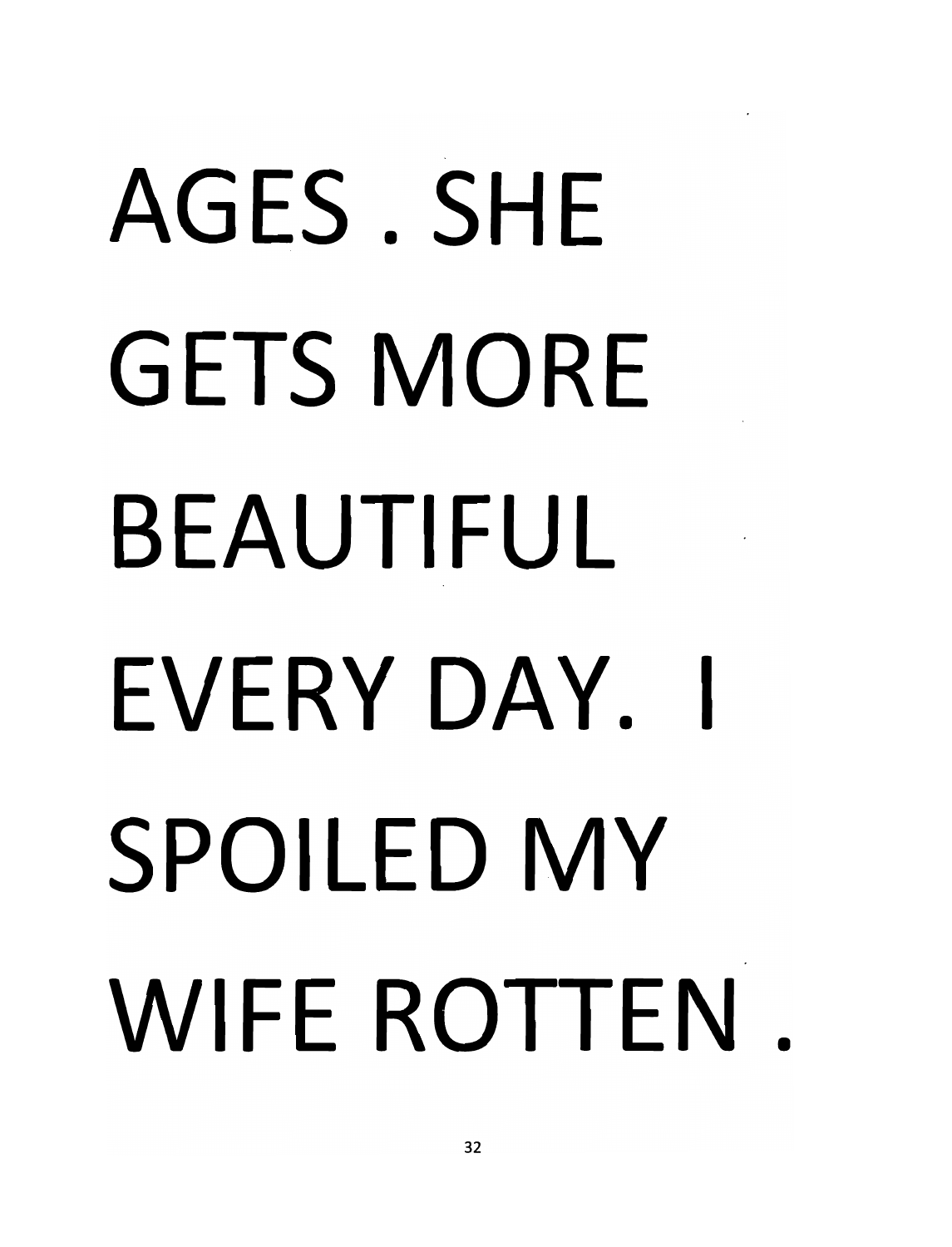AGES . SHE GETS MORE BEAUTIFUL EVERY DAY. I SPOILED MY WIFE ROTTEN .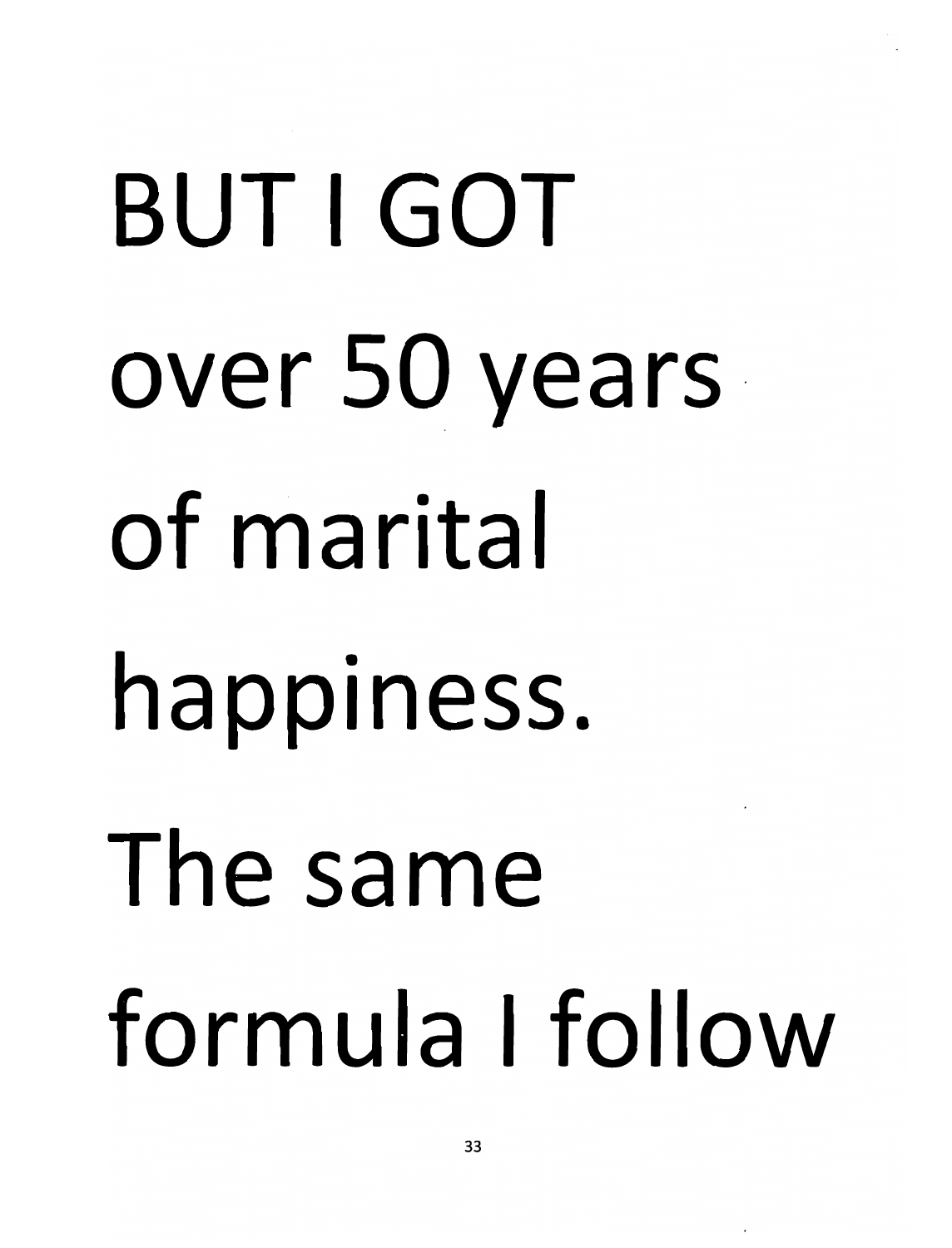BUT I GOT over 50 years of marital happiness. The same formula I follow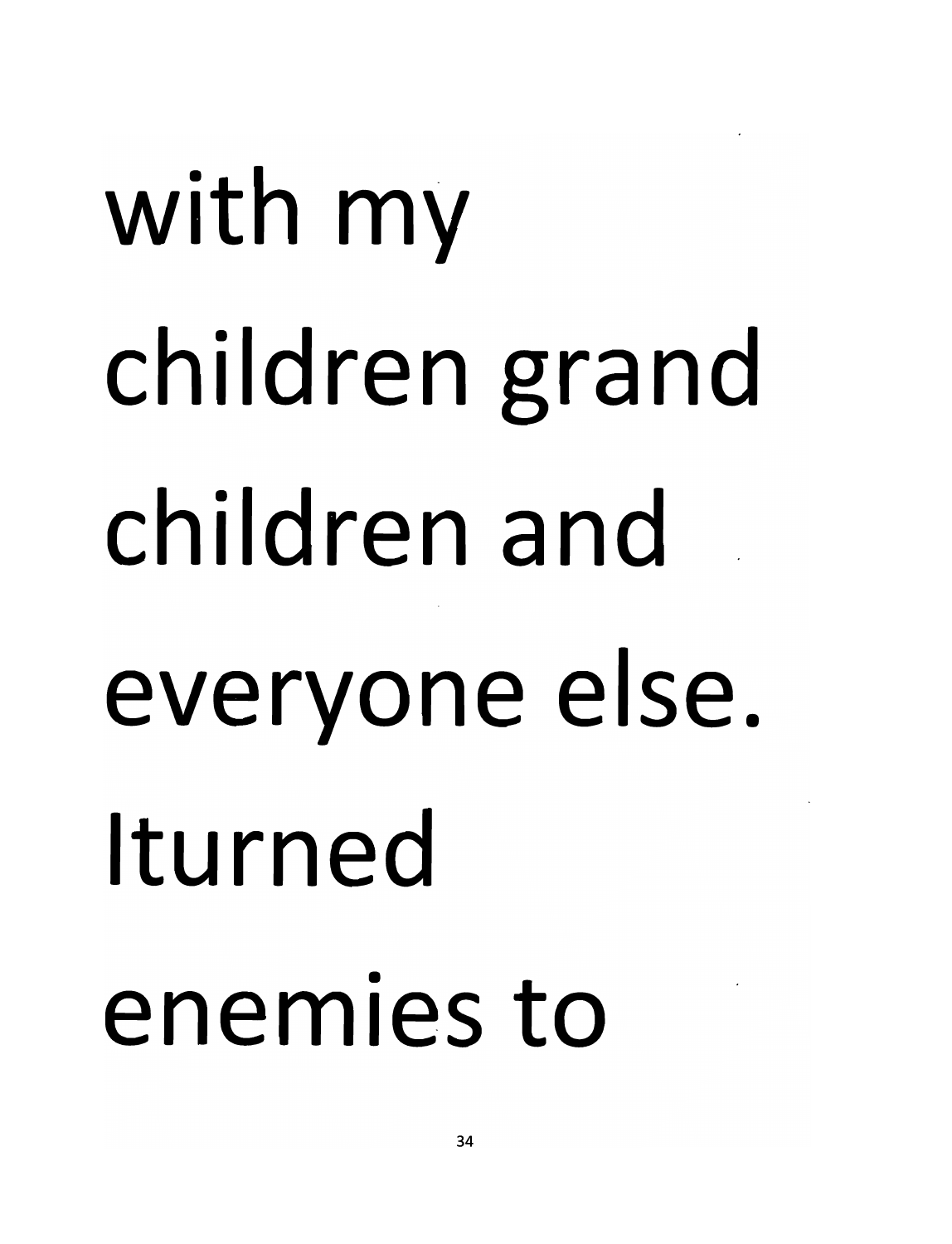with my
children grand
children and
everyone else.
Iturned
enemies to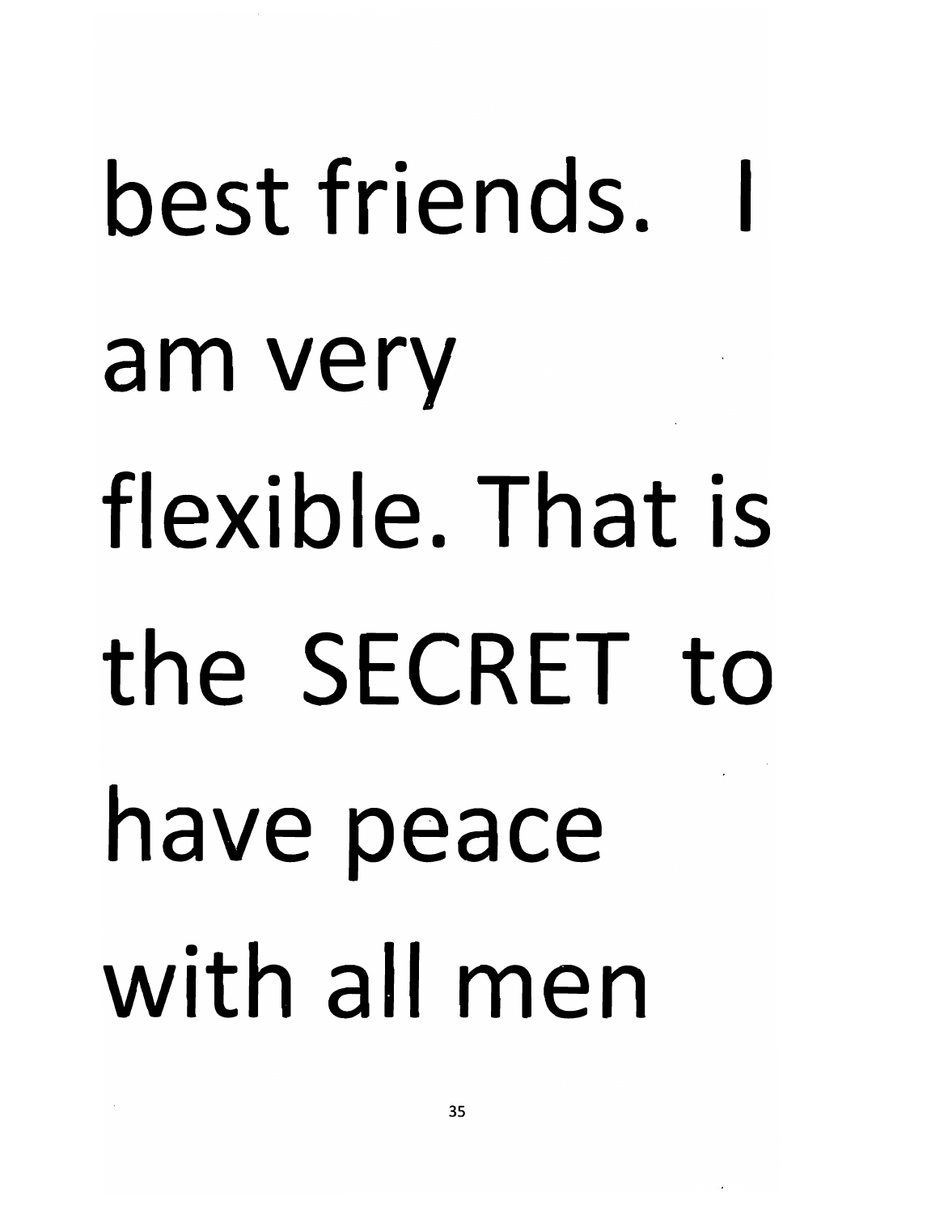best friends. I am very flexible. That is the SECRET to have peace with all men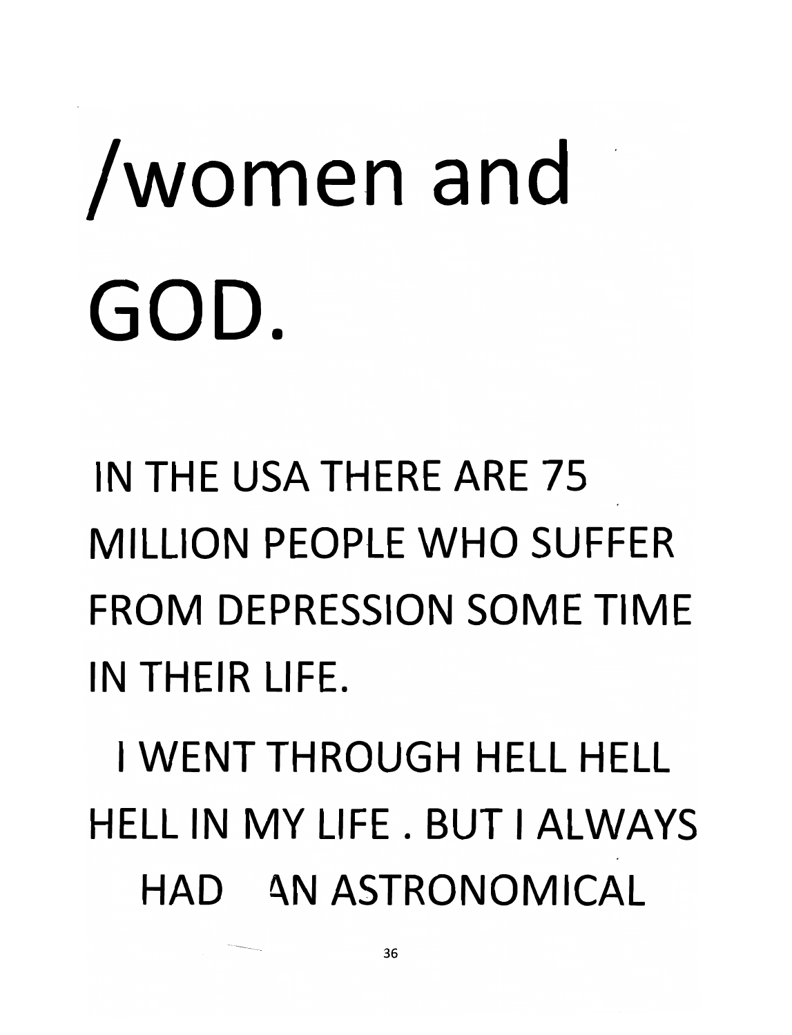# /women and GOD.

IN THE USA THERE ARE 75 MILLION PEOPLE WHO SUFFER FROM DEPRESSION SOME TIME IN THEIR LIFE.

I WENT THROUGH HELL HELL HELL IN MY LIFE . BUT I ALWAYS HAD AN ASTRONOMICAL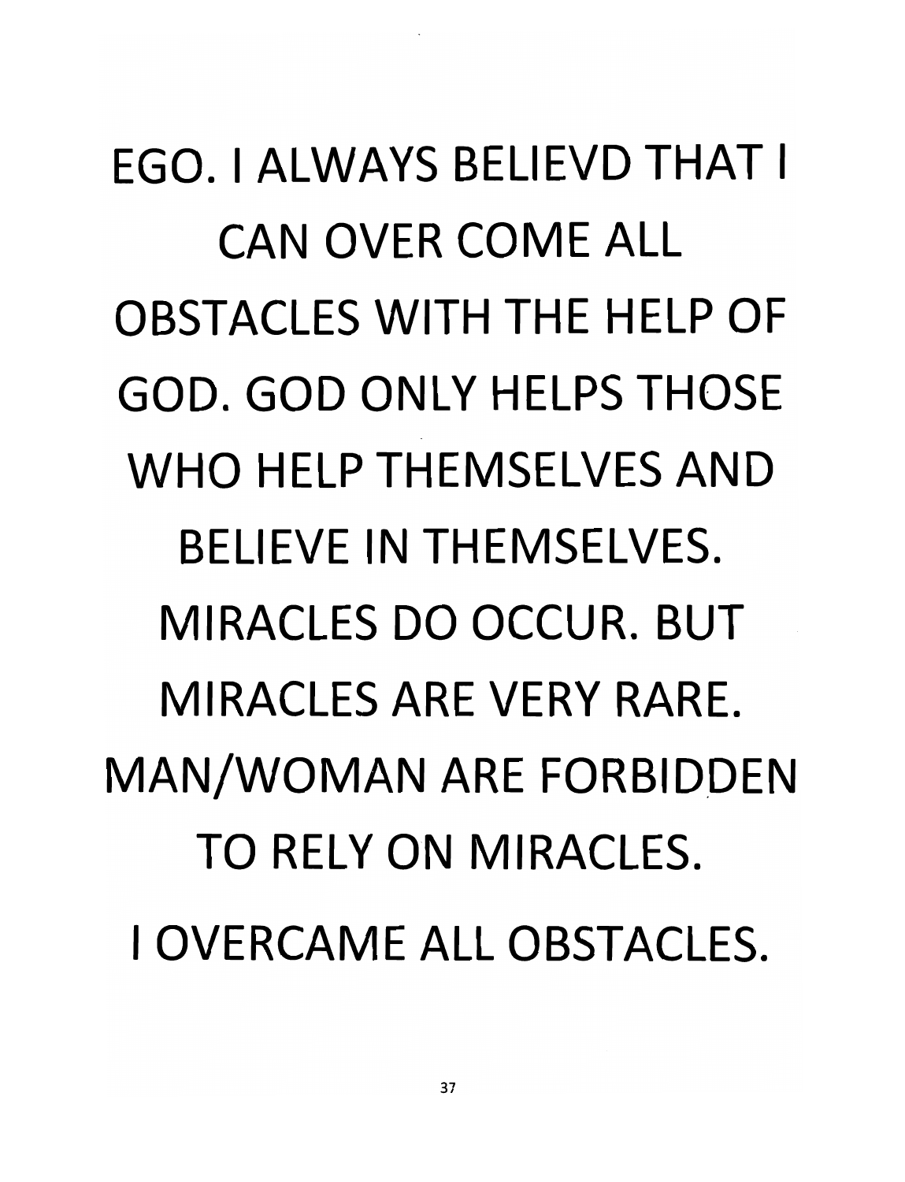EGO. I ALWAYS BELIEVD THAT I CAN OVER COME ALL OBSTACLES WITH THE HELP OF GOD. GOD ONLY HELPS THOSE WHO HELP THEMSELVES AND BELIEVE IN THEMSELVES. MIRACLES DO OCCUR. BUT MIRACLES ARE VERY RARE. MAN/WOMAN ARE FORBIDDEN TO RELY ON MIRACLES.

I OVERCAME ALL OBSTACLES.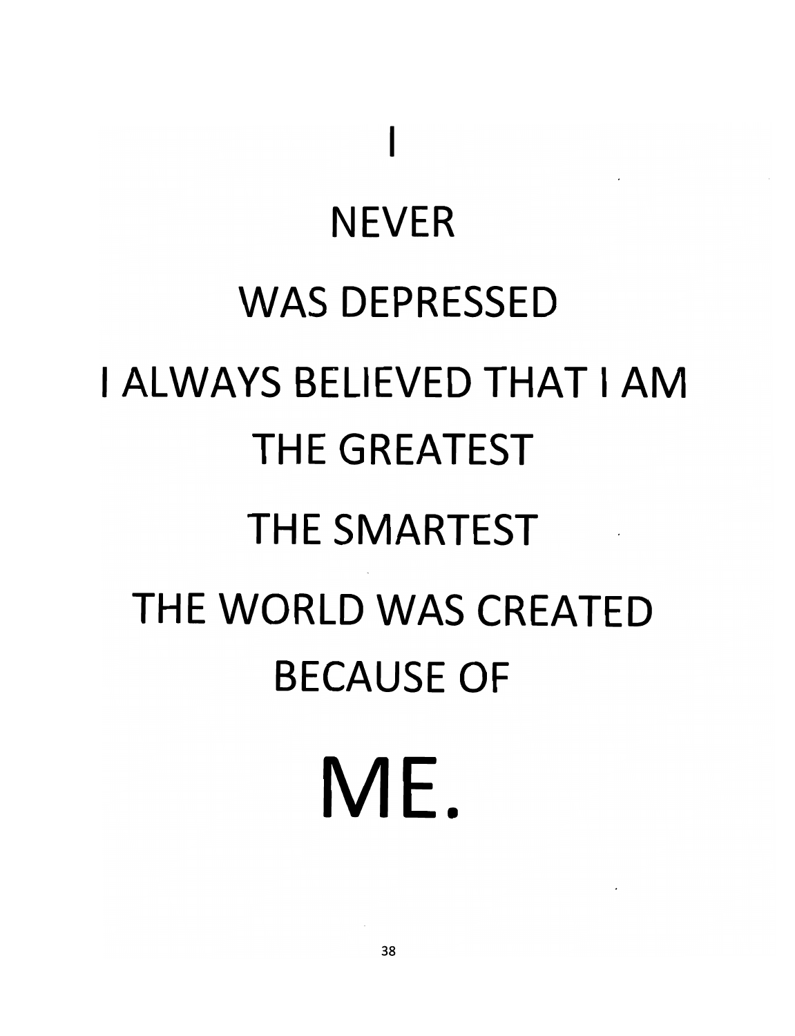I

NEVER

WAS DEPRESSED

I ALWAYS BELIEVED THAT I AM

THE GREATEST

THE SMARTEST

THE WORLD WAS CREATED

BECAUSE OF

# ME.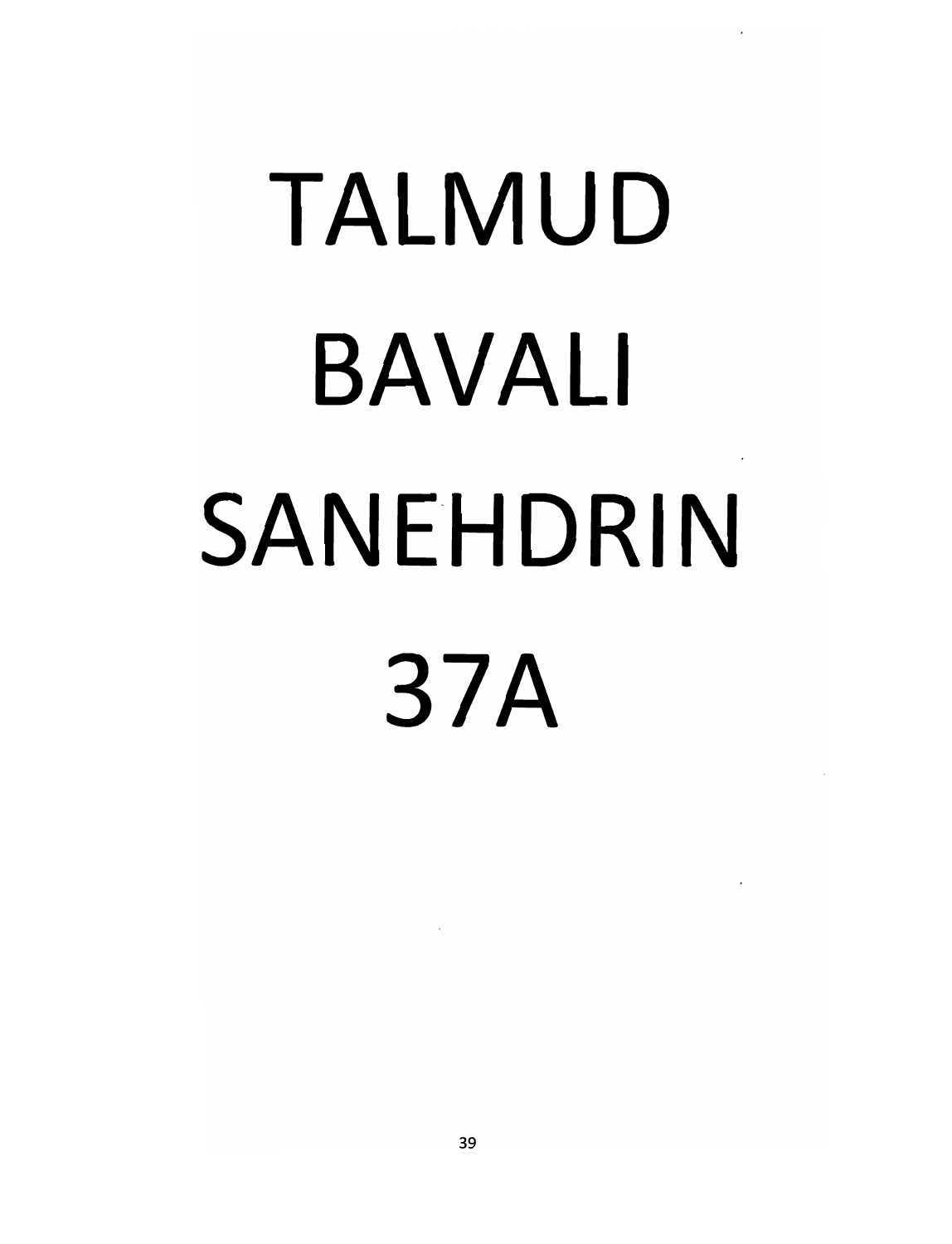# TALMUD BAVALI SANEHDRIN 37A